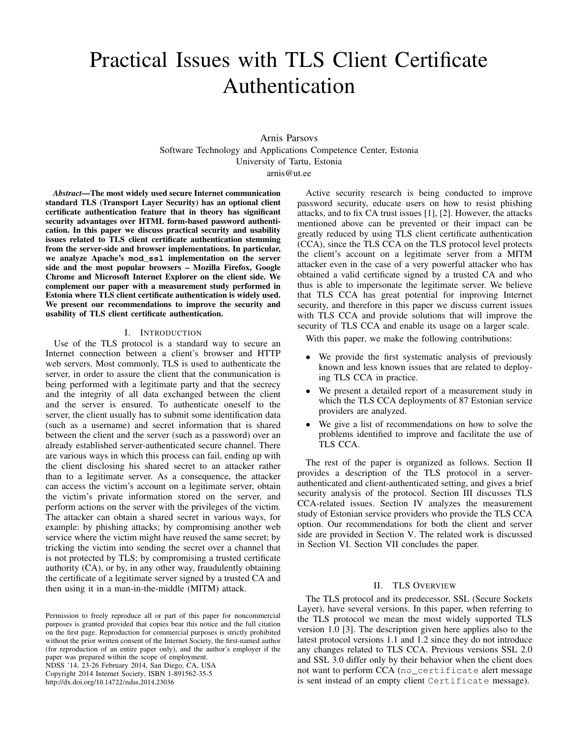# Practical Issues with TLS Client Certificate Authentication

Arnis Parsovs
Software Technology and Applications Competence Center, Estonia
University of Tartu, Estonia
arnis@ut.ee

***Abstract*—The most widely used secure Internet communication standard TLS (Transport Layer Security) has an optional client certificate authentication feature that in theory has significant security advantages over HTML form-based password authentication. In this paper we discuss practical security and usability issues related to TLS client certificate authentication stemming from the server-side and browser implementations. In particular, we analyze Apache's `mod_ssl` implementation on the server side and the most popular browsers – Mozilla Firefox, Google Chrome and Microsoft Internet Explorer on the client side. We complement our paper with a measurement study performed in Estonia where TLS client certificate authentication is widely used. We present our recommendations to improve the security and usability of TLS client certificate authentication.**

## I. Introduction

Use of the TLS protocol is a standard way to secure an Internet connection between a client's browser and HTTP web servers. Most commonly, TLS is used to authenticate the server, in order to assure the client that the communication is being performed with a legitimate party and that the secrecy and the integrity of all data exchanged between the client and the server is ensured. To authenticate oneself to the server, the client usually has to submit some identification data (such as a username) and secret information that is shared between the client and the server (such as a password) over an already established server-authenticated secure channel. There are various ways in which this process can fail, ending up with the client disclosing his shared secret to an attacker rather than to a legitimate server. As a consequence, the attacker can access the victim's account on a legitimate server, obtain the victim's private information stored on the server, and perform actions on the server with the privileges of the victim. The attacker can obtain a shared secret in various ways, for example: by phishing attacks; by compromising another web service where the victim might have reused the same secret; by tricking the victim into sending the secret over a channel that is not protected by TLS; by compromising a trusted certificate authority (CA), or by, in any other way, fraudulently obtaining the certificate of a legitimate server signed by a trusted CA and then using it in a man-in-the-middle (MITM) attack.

Active security research is being conducted to improve password security, educate users on how to resist phishing attacks, and to fix CA trust issues [1], [2]. However, the attacks mentioned above can be prevented or their impact can be greatly reduced by using TLS client certificate authentication (CCA), since the TLS CCA on the TLS protocol level protects the client's account on a legitimate server from a MITM attacker even in the case of a very powerful attacker who has obtained a valid certificate signed by a trusted CA and who thus is able to impersonate the legitimate server. We believe that TLS CCA has great potential for improving Internet security, and therefore in this paper we discuss current issues with TLS CCA and provide solutions that will improve the security of TLS CCA and enable its usage on a larger scale.

With this paper, we make the following contributions:

- We provide the first systematic analysis of previously known and less known issues that are related to deploying TLS CCA in practice.
- We present a detailed report of a measurement study in which the TLS CCA deployments of 87 Estonian service providers are analyzed.
- We give a list of recommendations on how to solve the problems identified to improve and facilitate the use of TLS CCA.

The rest of the paper is organized as follows. Section II provides a description of the TLS protocol in a server-authenticated and client-authenticated setting, and gives a brief security analysis of the protocol. Section III discusses TLS CCA-related issues. Section IV analyzes the measurement study of Estonian service providers who provide the TLS CCA option. Our recommendations for both the client and server side are provided in Section V. The related work is discussed in Section VI. Section VII concludes the paper.

## II. TLS Overview

The TLS protocol and its predecessor, SSL (Secure Sockets Layer), have several versions. In this paper, when referring to the TLS protocol we mean the most widely supported TLS version 1.0 [3]. The description given here applies also to the latest protocol versions 1.1 and 1.2 since they do not introduce any changes related to TLS CCA. Previous versions SSL 2.0 and SSL 3.0 differ only by their behavior when the client does not want to perform CCA (`no_certificate` alert message is sent instead of an empty client `Certificate` message).

Permission to freely reproduce all or part of this paper for noncommercial purposes is granted provided that copies bear this notice and the full citation on the first page. Reproduction for commercial purposes is strictly prohibited without the prior written consent of the Internet Society, the first-named author (for reproduction of an entire paper only), and the author's employer if the paper was prepared within the scope of employment.
NDSS '14, 23-26 February 2014, San Diego, CA, USA
Copyright 2014 Internet Society, ISBN 1-891562-35-5
http://dx.doi.org/10.14722/ndss.2014.23036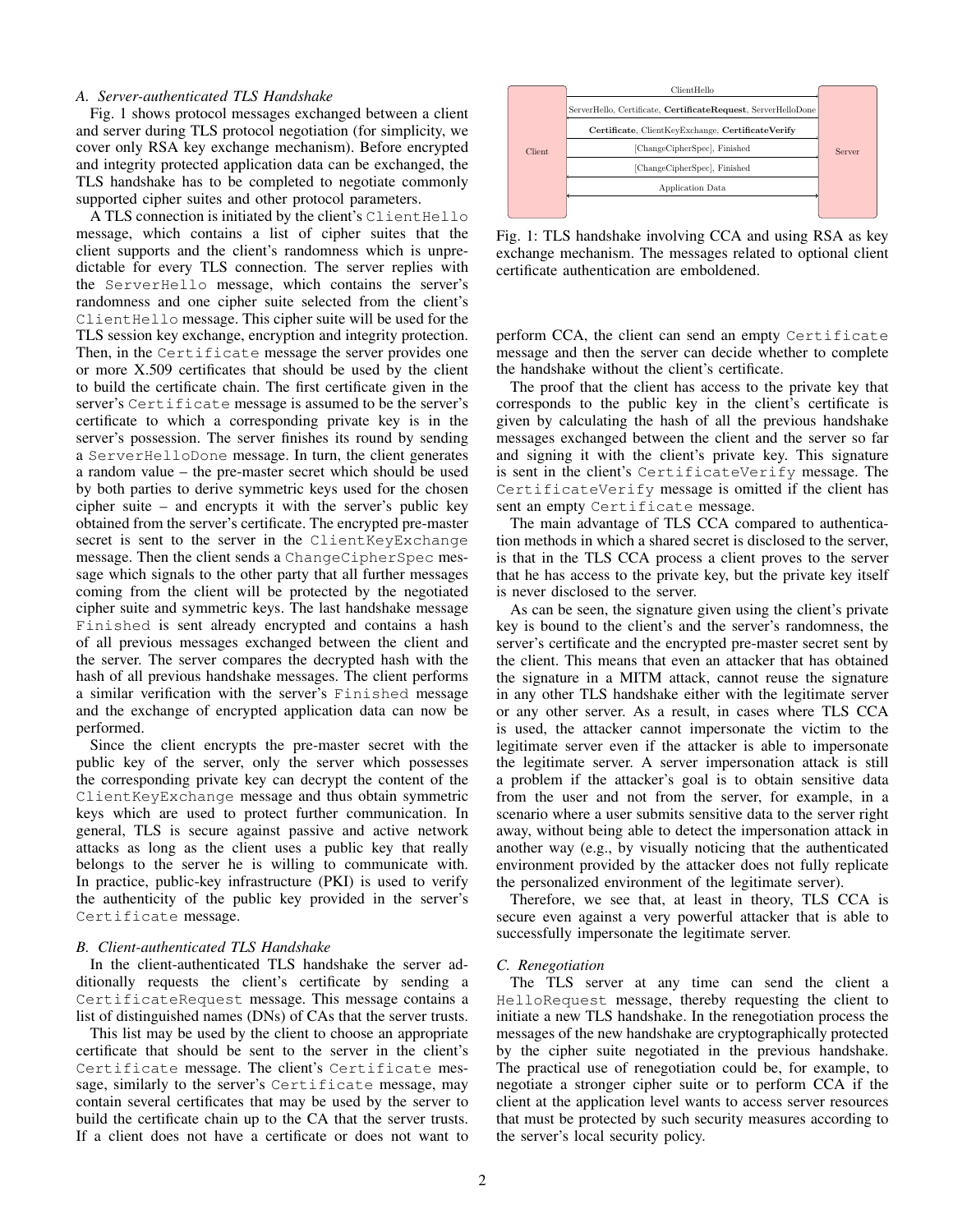### A. Server-authenticated TLS Handshake

Fig. 1 shows protocol messages exchanged between a client and server during TLS protocol negotiation (for simplicity, we cover only RSA key exchange mechanism). Before encrypted and integrity protected application data can be exchanged, the TLS handshake has to be completed to negotiate commonly supported cipher suites and other protocol parameters.

A TLS connection is initiated by the client's `ClientHello` message, which contains a list of cipher suites that the client supports and the client's randomness which is unpredictable for every TLS connection. The server replies with the `ServerHello` message, which contains the server's randomness and one cipher suite selected from the client's `ClientHello` message. This cipher suite will be used for the TLS session key exchange, encryption and integrity protection. Then, in the `Certificate` message the server provides one or more X.509 certificates that should be used by the client to build the certificate chain. The first certificate given in the server's `Certificate` message is assumed to be the server's certificate to which a corresponding private key is in the server's possession. The server finishes its round by sending a `ServerHelloDone` message. In turn, the client generates a random value – the pre-master secret which should be used by both parties to derive symmetric keys used for the chosen cipher suite – and encrypts it with the server's public key obtained from the server's certificate. The encrypted pre-master secret is sent to the server in the `ClientKeyExchange` message. Then the client sends a `ChangeCipherSpec` message which signals to the other party that all further messages coming from the client will be protected by the negotiated cipher suite and symmetric keys. The last handshake message `Finished` is sent already encrypted and contains a hash of all previous messages exchanged between the client and the server. The server compares the decrypted hash with the hash of all previous handshake messages. The client performs a similar verification with the server's `Finished` message and the exchange of encrypted application data can now be performed.

Since the client encrypts the pre-master secret with the public key of the server, only the server which possesses the corresponding private key can decrypt the content of the `ClientKeyExchange` message and thus obtain symmetric keys which are used to protect further communication. In general, TLS is secure against passive and active network attacks as long as the client uses a public key that really belongs to the server he is willing to communicate with. In practice, public-key infrastructure (PKI) is used to verify the authenticity of the public key provided in the server's `Certificate` message.

### B. Client-authenticated TLS Handshake

In the client-authenticated TLS handshake the server additionally requests the client's certificate by sending a `CertificateRequest` message. This message contains a list of distinguished names (DNs) of CAs that the server trusts.

This list may be used by the client to choose an appropriate certificate that should be sent to the server in the client's `Certificate` message. The client's `Certificate` message, similarly to the server's `Certificate` message, may contain several certificates that may be used by the server to build the certificate chain up to the CA that the server trusts. If a client does not have a certificate or does not want to perform CCA, the client can send an empty `Certificate` message and then the server can decide whether to complete the handshake without the client's certificate.

Client

Server

ClientHello

ServerHello, Certificate, **CertificateRequest**, ServerHelloDone

**Certificate**, ClientKeyExchange, **CertificateVerify**

[ChangeCipherSpec], Finished

[ChangeCipherSpec], Finished

Application Data

Fig. 1: TLS handshake involving CCA and using RSA as key exchange mechanism. The messages related to optional client certificate authentication are emboldened.

The proof that the client has access to the private key that corresponds to the public key in the client's certificate is given by calculating the hash of all the previous handshake messages exchanged between the client and the server so far and signing it with the client's private key. This signature is sent in the client's `CertificateVerify` message. The `CertificateVerify` message is omitted if the client has sent an empty `Certificate` message.

The main advantage of TLS CCA compared to authentication methods in which a shared secret is disclosed to the server, is that in the TLS CCA process a client proves to the server that he has access to the private key, but the private key itself is never disclosed to the server.

As can be seen, the signature given using the client's private key is bound to the client's and the server's randomness, the server's certificate and the encrypted pre-master secret sent by the client. This means that even an attacker that has obtained the signature in a MITM attack, cannot reuse the signature in any other TLS handshake either with the legitimate server or any other server. As a result, in cases where TLS CCA is used, the attacker cannot impersonate the victim to the legitimate server even if the attacker is able to impersonate the legitimate server. A server impersonation attack is still a problem if the attacker's goal is to obtain sensitive data from the user and not from the server, for example, in a scenario where a user submits sensitive data to the server right away, without being able to detect the impersonation attack in another way (e.g., by visually noticing that the authenticated environment provided by the attacker does not fully replicate the personalized environment of the legitimate server).

Therefore, we see that, at least in theory, TLS CCA is secure even against a very powerful attacker that is able to successfully impersonate the legitimate server.

### C. Renegotiation

The TLS server at any time can send the client a `HelloRequest` message, thereby requesting the client to initiate a new TLS handshake. In the renegotiation process the messages of the new handshake are cryptographically protected by the cipher suite negotiated in the previous handshake. The practical use of renegotiation could be, for example, to negotiate a stronger cipher suite or to perform CCA if the client at the application level wants to access server resources that must be protected by such security measures according to the server's local security policy.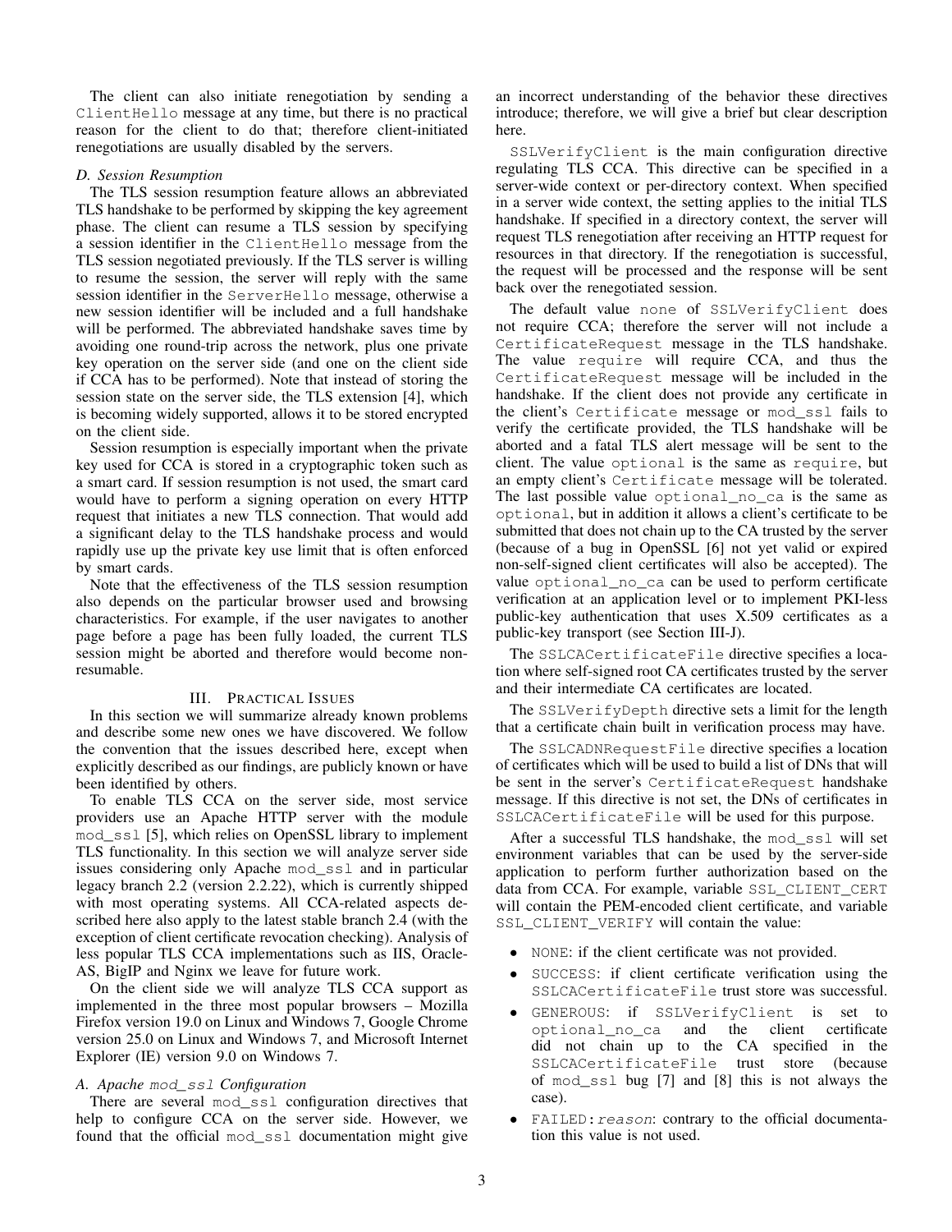The client can also initiate renegotiation by sending a `ClientHello` message at any time, but there is no practical reason for the client to do that; therefore client-initiated renegotiations are usually disabled by the servers.

### *D. Session Resumption*

The TLS session resumption feature allows an abbreviated TLS handshake to be performed by skipping the key agreement phase. The client can resume a TLS session by specifying a session identifier in the `ClientHello` message from the TLS session negotiated previously. If the TLS server is willing to resume the session, the server will reply with the same session identifier in the `ServerHello` message, otherwise a new session identifier will be included and a full handshake will be performed. The abbreviated handshake saves time by avoiding one round-trip across the network, plus one private key operation on the server side (and one on the client side if CCA has to be performed). Note that instead of storing the session state on the server side, the TLS extension [4], which is becoming widely supported, allows it to be stored encrypted on the client side.

Session resumption is especially important when the private key used for CCA is stored in a cryptographic token such as a smart card. If session resumption is not used, the smart card would have to perform a signing operation on every HTTP request that initiates a new TLS connection. That would add a significant delay to the TLS handshake process and would rapidly use up the private key use limit that is often enforced by smart cards.

Note that the effectiveness of the TLS session resumption also depends on the particular browser used and browsing characteristics. For example, if the user navigates to another page before a page has been fully loaded, the current TLS session might be aborted and therefore would become non-resumable.

## III. Practical Issues

In this section we will summarize already known problems and describe some new ones we have discovered. We follow the convention that the issues described here, except when explicitly described as our findings, are publicly known or have been identified by others.

To enable TLS CCA on the server side, most service providers use an Apache HTTP server with the module `mod_ssl` [5], which relies on OpenSSL library to implement TLS functionality. In this section we will analyze server side issues considering only Apache `mod_ssl` and in particular legacy branch 2.2 (version 2.2.22), which is currently shipped with most operating systems. All CCA-related aspects described here also apply to the latest stable branch 2.4 (with the exception of client certificate revocation checking). Analysis of less popular TLS CCA implementations such as IIS, Oracle-AS, BigIP and Nginx we leave for future work.

On the client side we will analyze TLS CCA support as implemented in the three most popular browsers – Mozilla Firefox version 19.0 on Linux and Windows 7, Google Chrome version 25.0 on Linux and Windows 7, and Microsoft Internet Explorer (IE) version 9.0 on Windows 7.

### *A. Apache `mod_ssl` Configuration*

There are several `mod_ssl` configuration directives that help to configure CCA on the server side. However, we found that the official `mod_ssl` documentation might give an incorrect understanding of the behavior these directives introduce; therefore, we will give a brief but clear description here.

`SSLVerifyClient` is the main configuration directive regulating TLS CCA. This directive can be specified in a server-wide context or per-directory context. When specified in a server wide context, the setting applies to the initial TLS handshake. If specified in a directory context, the server will request TLS renegotiation after receiving an HTTP request for resources in that directory. If the renegotiation is successful, the request will be processed and the response will be sent back over the renegotiated session.

The default value `none` of `SSLVerifyClient` does not require CCA; therefore the server will not include a `CertificateRequest` message in the TLS handshake. The value `require` will require CCA, and thus the `CertificateRequest` message will be included in the handshake. If the client does not provide any certificate in the client's `Certificate` message or `mod_ssl` fails to verify the certificate provided, the TLS handshake will be aborted and a fatal TLS alert message will be sent to the client. The value `optional` is the same as `require`, but an empty client's `Certificate` message will be tolerated. The last possible value `optional_no_ca` is the same as `optional`, but in addition it allows a client's certificate to be submitted that does not chain up to the CA trusted by the server (because of a bug in OpenSSL [6] not yet valid or expired non-self-signed client certificates will also be accepted). The value `optional_no_ca` can be used to perform certificate verification at an application level or to implement PKI-less public-key authentication that uses X.509 certificates as a public-key transport (see Section III-J).

The `SSLCACertificateFile` directive specifies a location where self-signed root CA certificates trusted by the server and their intermediate CA certificates are located.

The `SSLVerifyDepth` directive sets a limit for the length that a certificate chain built in verification process may have.

The `SSLCADNRequestFile` directive specifies a location of certificates which will be used to build a list of DNs that will be sent in the server's `CertificateRequest` handshake message. If this directive is not set, the DNs of certificates in `SSLCACertificateFile` will be used for this purpose.

After a successful TLS handshake, the `mod_ssl` will set environment variables that can be used by the server-side application to perform further authorization based on the data from CCA. For example, variable `SSL_CLIENT_CERT` will contain the PEM-encoded client certificate, and variable `SSL_CLIENT_VERIFY` will contain the value:

- `NONE`: if the client certificate was not provided.
- `SUCCESS`: if client certificate verification using the `SSLCACertificateFile` trust store was successful.
- `GENEROUS`: if `SSLVerifyClient` is set to `optional_no_ca` and the client certificate did not chain up to the CA specified in the `SSLCACertificateFile` trust store (because of `mod_ssl` bug [7] and [8] this is not always the case).
- `FAILED:`*`reason`*: contrary to the official documentation this value is not used.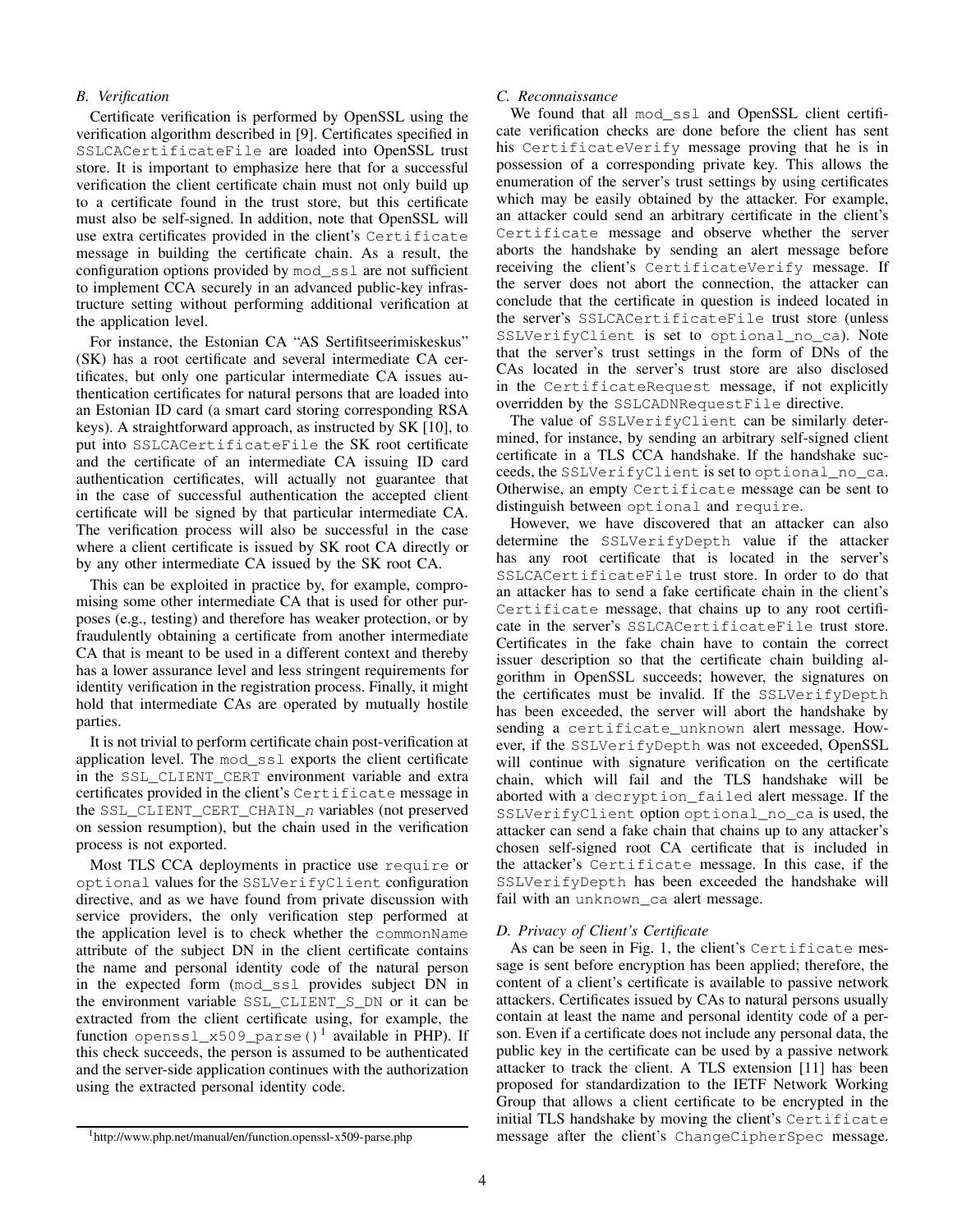### B. Verification

Certificate verification is performed by OpenSSL using the verification algorithm described in [9]. Certificates specified in `SSLCACertificateFile` are loaded into OpenSSL trust store. It is important to emphasize here that for a successful verification the client certificate chain must not only build up to a certificate found in the trust store, but this certificate must also be self-signed. In addition, note that OpenSSL will use extra certificates provided in the client's `Certificate` message in building the certificate chain. As a result, the configuration options provided by `mod_ssl` are not sufficient to implement CCA securely in an advanced public-key infrastructure setting without performing additional verification at the application level.

For instance, the Estonian CA "AS Sertifitseerimiskeskus" (SK) has a root certificate and several intermediate CA certificates, but only one particular intermediate CA issues authentication certificates for natural persons that are loaded into an Estonian ID card (a smart card storing corresponding RSA keys). A straightforward approach, as instructed by SK [10], to put into `SSLCACertificateFile` the SK root certificate and the certificate of an intermediate CA issuing ID card authentication certificates, will actually not guarantee that in the case of successful authentication the accepted client certificate will be signed by that particular intermediate CA. The verification process will also be successful in the case where a client certificate is issued by SK root CA directly or by any other intermediate CA issued by the SK root CA.

This can be exploited in practice by, for example, compromising some other intermediate CA that is used for other purposes (e.g., testing) and therefore has weaker protection, or by fraudulently obtaining a certificate from another intermediate CA that is meant to be used in a different context and thereby has a lower assurance level and less stringent requirements for identity verification in the registration process. Finally, it might hold that intermediate CAs are operated by mutually hostile parties.

It is not trivial to perform certificate chain post-verification at application level. The `mod_ssl` exports the client certificate in the `SSL_CLIENT_CERT` environment variable and extra certificates provided in the client's `Certificate` message in the `SSL_CLIENT_CERT_CHAIN_`*n* variables (not preserved on session resumption), but the chain used in the verification process is not exported.

Most TLS CCA deployments in practice use `require` or `optional` values for the `SSLVerifyClient` configuration directive, and as we have found from private discussion with service providers, the only verification step performed at the application level is to check whether the `commonName` attribute of the subject DN in the client certificate contains the name and personal identity code of the natural person in the expected form (`mod_ssl` provides subject DN in the environment variable `SSL_CLIENT_S_DN` or it can be extracted from the client certificate using, for example, the function `openssl_x509_parse()`[1] available in PHP). If this check succeeds, the person is assumed to be authenticated and the server-side application continues with the authorization using the extracted personal identity code.

[1] http://www.php.net/manual/en/function.openssl-x509-parse.php

### C. Reconnaissance

We found that all `mod_ssl` and OpenSSL client certificate verification checks are done before the client has sent his `CertificateVerify` message proving that he is in possession of a corresponding private key. This allows the enumeration of the server's trust settings by using certificates which may be easily obtained by the attacker. For example, an attacker could send an arbitrary certificate in the client's `Certificate` message and observe whether the server aborts the handshake by sending an alert message before receiving the client's `CertificateVerify` message. If the server does not abort the connection, the attacker can conclude that the certificate in question is indeed located in the server's `SSLCACertificateFile` trust store (unless `SSLVerifyClient` is set to `optional_no_ca`). Note that the server's trust settings in the form of DNs of the CAs located in the server's trust store are also disclosed in the `CertificateRequest` message, if not explicitly overridden by the `SSLCADNRequestFile` directive.

The value of `SSLVerifyClient` can be similarly determined, for instance, by sending an arbitrary self-signed client certificate in a TLS CCA handshake. If the handshake succeeds, the `SSLVerifyClient` is set to `optional_no_ca`. Otherwise, an empty `Certificate` message can be sent to distinguish between `optional` and `require`.

However, we have discovered that an attacker can also determine the `SSLVerifyDepth` value if the attacker has any root certificate that is located in the server's `SSLCACertificateFile` trust store. In order to do that an attacker has to send a fake certificate chain in the client's `Certificate` message, that chains up to any root certificate in the server's `SSLCACertificateFile` trust store. Certificates in the fake chain have to contain the correct issuer description so that the certificate chain building algorithm in OpenSSL succeeds; however, the signatures on the certificates must be invalid. If the `SSLVerifyDepth` has been exceeded, the server will abort the handshake by sending a `certificate_unknown` alert message. However, if the `SSLVerifyDepth` was not exceeded, OpenSSL will continue with signature verification on the certificate chain, which will fail and the TLS handshake will be aborted with a `decryption_failed` alert message. If the `SSLVerifyClient` option `optional_no_ca` is used, the attacker can send a fake chain that chains up to any attacker's chosen self-signed root CA certificate that is included in the attacker's `Certificate` message. In this case, if the `SSLVerifyDepth` has been exceeded the handshake will fail with an `unknown_ca` alert message.

### D. Privacy of Client's Certificate

As can be seen in Fig. 1, the client's `Certificate` message is sent before encryption has been applied; therefore, the content of a client's certificate is available to passive network attackers. Certificates issued by CAs to natural persons usually contain at least the name and personal identity code of a person. Even if a certificate does not include any personal data, the public key in the certificate can be used by a passive network attacker to track the client. A TLS extension [11] has been proposed for standardization to the IETF Network Working Group that allows a client certificate to be encrypted in the initial TLS handshake by moving the client's `Certificate` message after the client's `ChangeCipherSpec` message.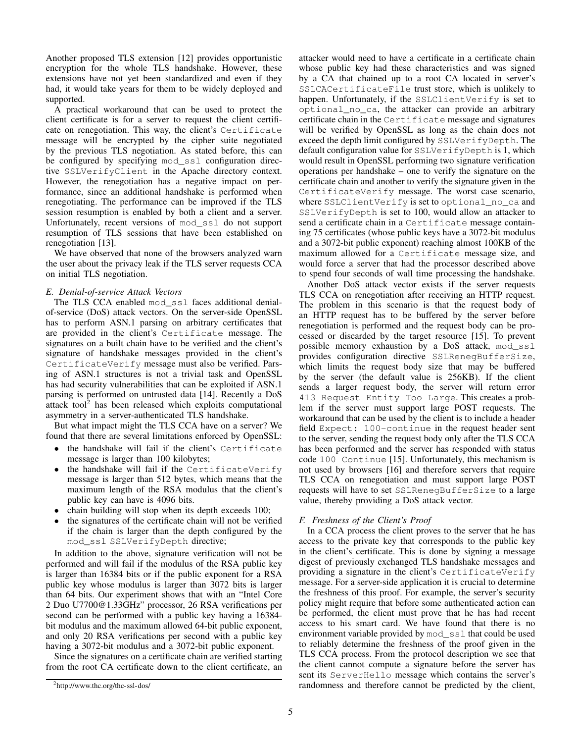Another proposed TLS extension [12] provides opportunistic encryption for the whole TLS handshake. However, these extensions have not yet been standardized and even if they had, it would take years for them to be widely deployed and supported.

A practical workaround that can be used to protect the client certificate is for a server to request the client certificate on renegotiation. This way, the client's `Certificate` message will be encrypted by the cipher suite negotiated by the previous TLS negotiation. As stated before, this can be configured by specifying `mod_ssl` configuration directive `SSLVerifyClient` in the Apache directory context. However, the renegotiation has a negative impact on performance, since an additional handshake is performed when renegotiating. The performance can be improved if the TLS session resumption is enabled by both a client and a server. Unfortunately, recent versions of `mod_ssl` do not support resumption of TLS sessions that have been established on renegotiation [13].

We have observed that none of the browsers analyzed warn the user about the privacy leak if the TLS server requests CCA on initial TLS negotiation.

### E. Denial-of-service Attack Vectors

The TLS CCA enabled `mod_ssl` faces additional denial-of-service (DoS) attack vectors. On the server-side OpenSSL has to perform ASN.1 parsing on arbitrary certificates that are provided in the client's `Certificate` message. The signatures on a built chain have to be verified and the client's signature of handshake messages provided in the client's `CertificateVerify` message must also be verified. Parsing of ASN.1 structures is not a trivial task and OpenSSL has had security vulnerabilities that can be exploited if ASN.1 parsing is performed on untrusted data [14]. Recently a DoS attack tool[2] has been released which exploits computational asymmetry in a server-authenticated TLS handshake.

But what impact might the TLS CCA have on a server? We found that there are several limitations enforced by OpenSSL:

- the handshake will fail if the client's `Certificate` message is larger than 100 kilobytes;
- the handshake will fail if the `CertificateVerify` message is larger than 512 bytes, which means that the maximum length of the RSA modulus that the client's public key can have is 4096 bits.
- chain building will stop when its depth exceeds 100;
- the signatures of the certificate chain will not be verified if the chain is larger than the depth configured by the `mod_ssl` `SSLVerifyDepth` directive;

In addition to the above, signature verification will not be performed and will fail if the modulus of the RSA public key is larger than 16384 bits or if the public exponent for a RSA public key whose modulus is larger than 3072 bits is larger than 64 bits. Our experiment shows that with an "Intel Core 2 Duo U7700@1.33GHz" processor, 26 RSA verifications per second can be performed with a public key having a 16384-bit modulus and the maximum allowed 64-bit public exponent, and only 20 RSA verifications per second with a public key having a 3072-bit modulus and a 3072-bit public exponent.

Since the signatures on a certificate chain are verified starting from the root CA certificate down to the client certificate, an attacker would need to have a certificate in a certificate chain whose public key had these characteristics and was signed by a CA that chained up to a root CA located in server's `SSLCACertificateFile` trust store, which is unlikely to happen. Unfortunately, if the `SSLClientVerify` is set to `optional_no_ca`, the attacker can provide an arbitrary certificate chain in the `Certificate` message and signatures will be verified by OpenSSL as long as the chain does not exceed the depth limit configured by `SSLVerifyDepth`. The default configuration value for `SSLVerifyDepth` is 1, which would result in OpenSSL performing two signature verification operations per handshake – one to verify the signature on the certificate chain and another to verify the signature given in the `CertificateVerify` message. The worst case scenario, where `SSLClientVerify` is set to `optional_no_ca` and `SSLVerifyDepth` is set to 100, would allow an attacker to send a certificate chain in a `Certificate` message containing 75 certificates (whose public keys have a 3072-bit modulus and a 3072-bit public exponent) reaching almost 100KB of the maximum allowed for a `Certificate` message size, and would force a server that had the processor described above to spend four seconds of wall time processing the handshake.

Another DoS attack vector exists if the server requests TLS CCA on renegotiation after receiving an HTTP request. The problem in this scenario is that the request body of an HTTP request has to be buffered by the server before renegotiation is performed and the request body can be processed or discarded by the target resource [15]. To prevent possible memory exhaustion by a DoS attack, `mod_ssl` provides configuration directive `SSLRenegBufferSize`, which limits the request body size that may be buffered by the server (the default value is 256KB). If the client sends a larger request body, the server will return error `413 Request Entity Too Large`. This creates a problem if the server must support large POST requests. The workaround that can be used by the client is to include a header field `Expect: 100-continue` in the request header sent to the server, sending the request body only after the TLS CCA has been performed and the server has responded with status code `100 Continue` [15]. Unfortunately, this mechanism is not used by browsers [16] and therefore servers that require TLS CCA on renegotiation and must support large POST requests will have to set `SSLRenegBufferSize` to a large value, thereby providing a DoS attack vector.

### F. Freshness of the Client's Proof

In a CCA process the client proves to the server that he has access to the private key that corresponds to the public key in the client's certificate. This is done by signing a message digest of previously exchanged TLS handshake messages and providing a signature in the client's `CertificateVerify` message. For a server-side application it is crucial to determine the freshness of this proof. For example, the server's security policy might require that before some authenticated action can be performed, the client must prove that he has had recent access to his smart card. We have found that there is no environment variable provided by `mod_ssl` that could be used to reliably determine the freshness of the proof given in the TLS CCA process. From the protocol description we see that the client cannot compute a signature before the server has sent its `ServerHello` message which contains the server's randomness and therefore cannot be predicted by the client,

[2] http://www.thc.org/thc-ssl-dos/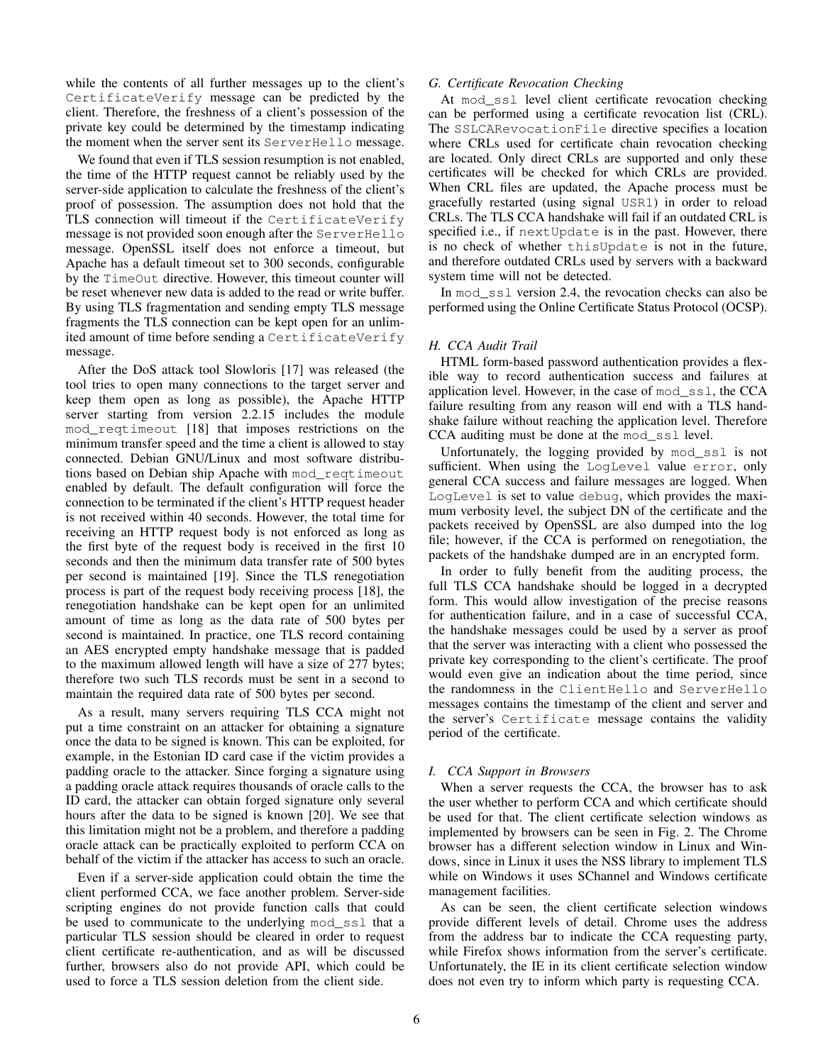while the contents of all further messages up to the client's `CertificateVerify` message can be predicted by the client. Therefore, the freshness of a client's possession of the private key could be determined by the timestamp indicating the moment when the server sent its `ServerHello` message.

We found that even if TLS session resumption is not enabled, the time of the HTTP request cannot be reliably used by the server-side application to calculate the freshness of the client's proof of possession. The assumption does not hold that the TLS connection will timeout if the `CertificateVerify` message is not provided soon enough after the `ServerHello` message. OpenSSL itself does not enforce a timeout, but Apache has a default timeout set to 300 seconds, configurable by the `TimeOut` directive. However, this timeout counter will be reset whenever new data is added to the read or write buffer. By using TLS fragmentation and sending empty TLS message fragments the TLS connection can be kept open for an unlimited amount of time before sending a `CertificateVerify` message.

After the DoS attack tool Slowloris [17] was released (the tool tries to open many connections to the target server and keep them open as long as possible), the Apache HTTP server starting from version 2.2.15 includes the module `mod_reqtimeout` [18] that imposes restrictions on the minimum transfer speed and the time a client is allowed to stay connected. Debian GNU/Linux and most software distributions based on Debian ship Apache with `mod_reqtimeout` enabled by default. The default configuration will force the connection to be terminated if the client's HTTP request header is not received within 40 seconds. However, the total time for receiving an HTTP request body is not enforced as long as the first byte of the request body is received in the first 10 seconds and then the minimum data transfer rate of 500 bytes per second is maintained [19]. Since the TLS renegotiation process is part of the request body receiving process [18], the renegotiation handshake can be kept open for an unlimited amount of time as long as the data rate of 500 bytes per second is maintained. In practice, one TLS record containing an AES encrypted empty handshake message that is padded to the maximum allowed length will have a size of 277 bytes; therefore two such TLS records must be sent in a second to maintain the required data rate of 500 bytes per second.

As a result, many servers requiring TLS CCA might not put a time constraint on an attacker for obtaining a signature once the data to be signed is known. This can be exploited, for example, in the Estonian ID card case if the victim provides a padding oracle to the attacker. Since forging a signature using a padding oracle attack requires thousands of oracle calls to the ID card, the attacker can obtain forged signature only several hours after the data to be signed is known [20]. We see that this limitation might not be a problem, and therefore a padding oracle attack can be practically exploited to perform CCA on behalf of the victim if the attacker has access to such an oracle.

Even if a server-side application could obtain the time the client performed CCA, we face another problem. Server-side scripting engines do not provide function calls that could be used to communicate to the underlying `mod_ssl` that a particular TLS session should be cleared in order to request client certificate re-authentication, and as will be discussed further, browsers also do not provide API, which could be used to force a TLS session deletion from the client side.

### *G. Certificate Revocation Checking*

At `mod_ssl` level client certificate revocation checking can be performed using a certificate revocation list (CRL). The `SSLCARevocationFile` directive specifies a location where CRLs used for certificate chain revocation checking are located. Only direct CRLs are supported and only these certificates will be checked for which CRLs are provided. When CRL files are updated, the Apache process must be gracefully restarted (using signal `USR1`) in order to reload CRLs. The TLS CCA handshake will fail if an outdated CRL is specified i.e., if `nextUpdate` is in the past. However, there is no check of whether `thisUpdate` is not in the future, and therefore outdated CRLs used by servers with a backward system time will not be detected.

In `mod_ssl` version 2.4, the revocation checks can also be performed using the Online Certificate Status Protocol (OCSP).

### *H. CCA Audit Trail*

HTML form-based password authentication provides a flexible way to record authentication success and failures at application level. However, in the case of `mod_ssl`, the CCA failure resulting from any reason will end with a TLS handshake failure without reaching the application level. Therefore CCA auditing must be done at the `mod_ssl` level.

Unfortunately, the logging provided by `mod_ssl` is not sufficient. When using the `LogLevel` value `error`, only general CCA success and failure messages are logged. When `LogLevel` is set to value `debug`, which provides the maximum verbosity level, the subject DN of the certificate and the packets received by OpenSSL are also dumped into the log file; however, if the CCA is performed on renegotiation, the packets of the handshake dumped are in an encrypted form.

In order to fully benefit from the auditing process, the full TLS CCA handshake should be logged in a decrypted form. This would allow investigation of the precise reasons for authentication failure, and in a case of successful CCA, the handshake messages could be used by a server as proof that the server was interacting with a client who possessed the private key corresponding to the client's certificate. The proof would even give an indication about the time period, since the randomness in the `ClientHello` and `ServerHello` messages contains the timestamp of the client and server and the server's `Certificate` message contains the validity period of the certificate.

### *I. CCA Support in Browsers*

When a server requests the CCA, the browser has to ask the user whether to perform CCA and which certificate should be used for that. The client certificate selection windows as implemented by browsers can be seen in Fig. 2. The Chrome browser has a different selection window in Linux and Windows, since in Linux it uses the NSS library to implement TLS while on Windows it uses SChannel and Windows certificate management facilities.

As can be seen, the client certificate selection windows provide different levels of detail. Chrome uses the address from the address bar to indicate the CCA requesting party, while Firefox shows information from the server's certificate. Unfortunately, the IE in its client certificate selection window does not even try to inform which party is requesting CCA.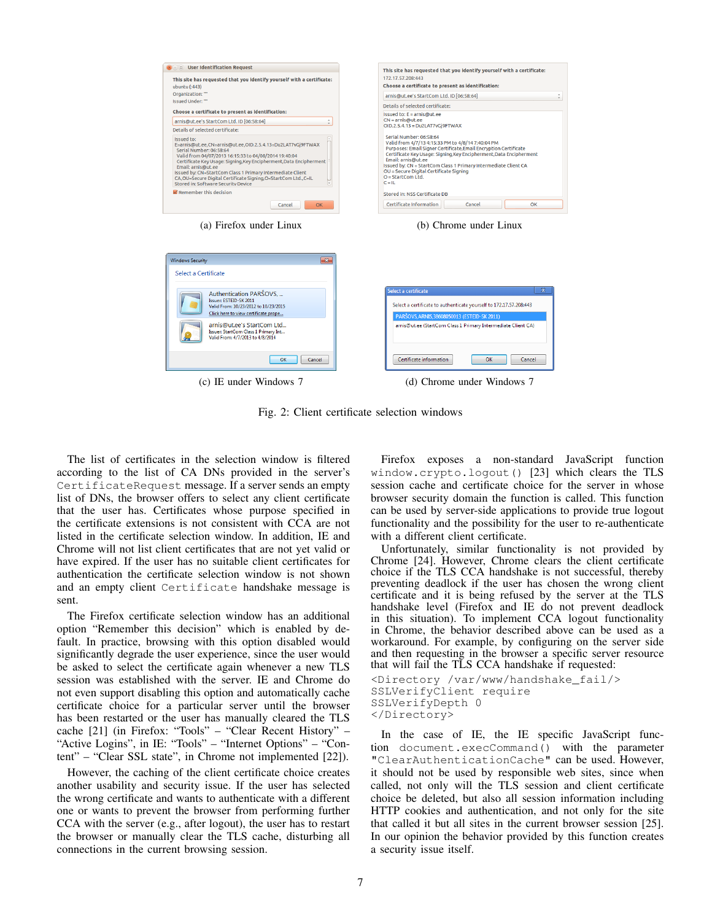(a) Firefox under Linux

(b) Chrome under Linux

(c) IE under Windows 7

(d) Chrome under Windows 7

Fig. 2: Client certificate selection windows

The list of certificates in the selection window is filtered according to the list of CA DNs provided in the server's `CertificateRequest` message. If a server sends an empty list of DNs, the browser offers to select any client certificate that the user has. Certificates whose purpose specified in the certificate extensions is not consistent with CCA are not listed in the certificate selection window. In addition, IE and Chrome will not list client certificates that are not yet valid or have expired. If the user has no suitable client certificates for authentication the certificate selection window is not shown and an empty client `Certificate` handshake message is sent.

The Firefox certificate selection window has an additional option "Remember this decision" which is enabled by default. In practice, browsing with this option disabled would significantly degrade the user experience, since the user would be asked to select the certificate again whenever a new TLS session was established with the server. IE and Chrome do not even support disabling this option and automatically cache certificate choice for a particular server until the browser has been restarted or the user has manually cleared the TLS cache [21] (in Firefox: "Tools" – "Clear Recent History" – "Active Logins", in IE: "Tools" – "Internet Options" – "Content" – "Clear SSL state", in Chrome not implemented [22]).

However, the caching of the client certificate choice creates another usability and security issue. If the user has selected the wrong certificate and wants to authenticate with a different one or wants to prevent the browser from performing further CCA with the server (e.g., after logout), the user has to restart the browser or manually clear the TLS cache, disturbing all connections in the current browsing session.

Firefox exposes a non-standard JavaScript function `window.crypto.logout()` [23] which clears the TLS session cache and certificate choice for the server in whose browser security domain the function is called. This function can be used by server-side applications to provide true logout functionality and the possibility for the user to re-authenticate with a different client certificate.

Unfortunately, similar functionality is not provided by Chrome [24]. However, Chrome clears the client certificate choice if the TLS CCA handshake is not successful, thereby preventing deadlock if the user has chosen the wrong client certificate and it is being refused by the server at the TLS handshake level (Firefox and IE do not prevent deadlock in this situation). To implement CCA logout functionality in Chrome, the behavior described above can be used as a workaround. For example, by configuring on the server side and then requesting in the browser a specific server resource that will fail the TLS CCA handshake if requested:

```
<Directory /var/www/handshake_fail/>
SSLVerifyClient require
SSLVerifyDepth 0
</Directory>
```

In the case of IE, the IE specific JavaScript function `document.execCommand()` with the parameter `"ClearAuthenticationCache"` can be used. However, it should not be used by responsible web sites, since when called, not only will the TLS session and client certificate choice be deleted, but also all session information including HTTP cookies and authentication, and not only for the site that called it but all sites in the current browser session [25]. In our opinion the behavior provided by this function creates a security issue itself.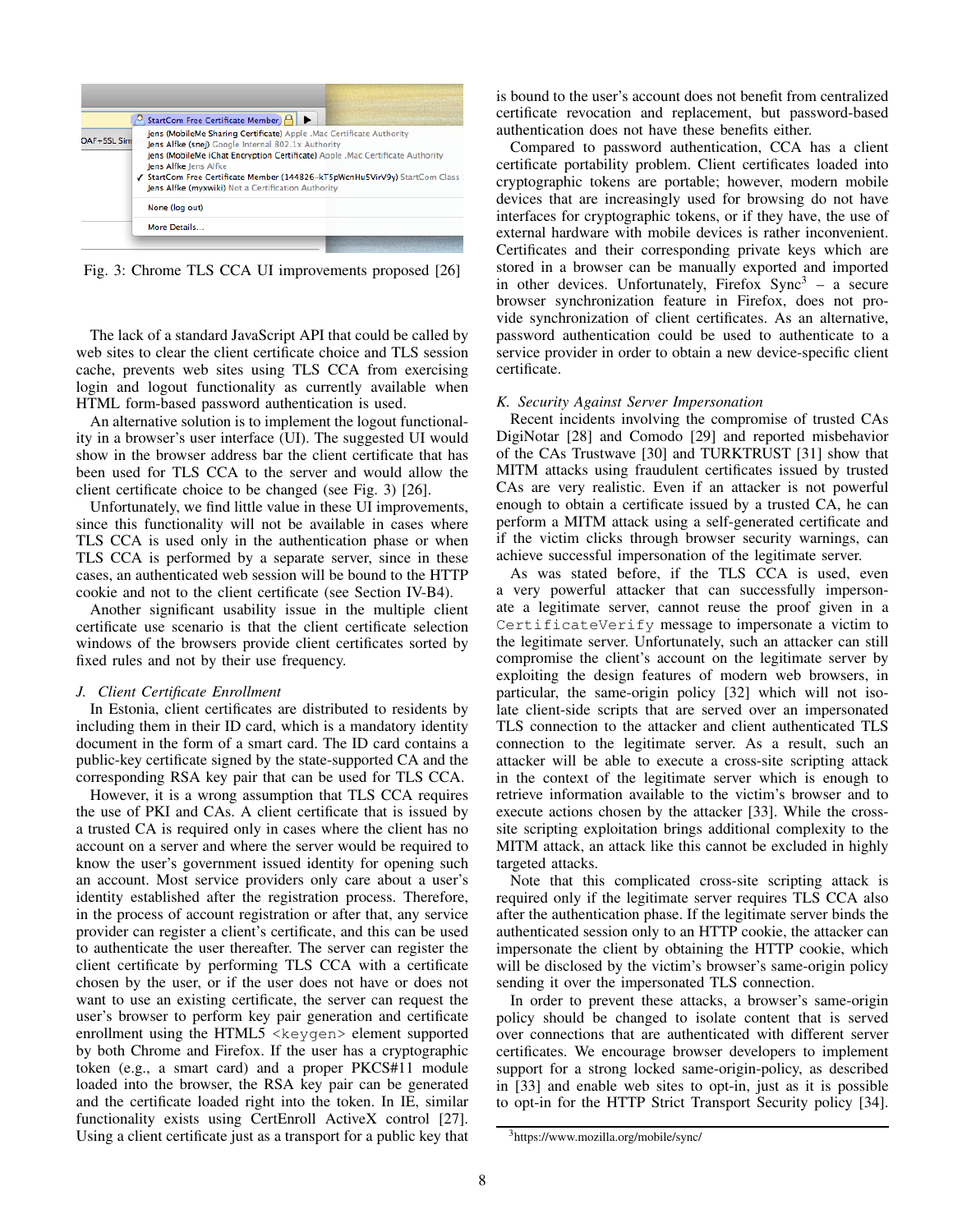Fig. 3: Chrome TLS CCA UI improvements proposed [26]

The lack of a standard JavaScript API that could be called by web sites to clear the client certificate choice and TLS session cache, prevents web sites using TLS CCA from exercising login and logout functionality as currently available when HTML form-based password authentication is used.

An alternative solution is to implement the logout functionality in a browser's user interface (UI). The suggested UI would show in the browser address bar the client certificate that has been used for TLS CCA to the server and would allow the client certificate choice to be changed (see Fig. 3) [26].

Unfortunately, we find little value in these UI improvements, since this functionality will not be available in cases where TLS CCA is used only in the authentication phase or when TLS CCA is performed by a separate server, since in these cases, an authenticated web session will be bound to the HTTP cookie and not to the client certificate (see Section IV-B4).

Another significant usability issue in the multiple client certificate use scenario is that the client certificate selection windows of the browsers provide client certificates sorted by fixed rules and not by their use frequency.

### *J. Client Certificate Enrollment*

In Estonia, client certificates are distributed to residents by including them in their ID card, which is a mandatory identity document in the form of a smart card. The ID card contains a public-key certificate signed by the state-supported CA and the corresponding RSA key pair that can be used for TLS CCA.

However, it is a wrong assumption that TLS CCA requires the use of PKI and CAs. A client certificate that is issued by a trusted CA is required only in cases where the client has no account on a server and where the server would be required to know the user's government issued identity for opening such an account. Most service providers only care about a user's identity established after the registration process. Therefore, in the process of account registration or after that, any service provider can register a client's certificate, and this can be used to authenticate the user thereafter. The server can register the client certificate by performing TLS CCA with a certificate chosen by the user, or if the user does not have or does not want to use an existing certificate, the server can request the user's browser to perform key pair generation and certificate enrollment using the HTML5 `<keygen>` element supported by both Chrome and Firefox. If the user has a cryptographic token (e.g., a smart card) and a proper PKCS#11 module loaded into the browser, the RSA key pair can be generated and the certificate loaded right into the token. In IE, similar functionality exists using CertEnroll ActiveX control [27]. Using a client certificate just as a transport for a public key that is bound to the user's account does not benefit from centralized certificate revocation and replacement, but password-based authentication does not have these benefits either.

Compared to password authentication, CCA has a client certificate portability problem. Client certificates loaded into cryptographic tokens are portable; however, modern mobile devices that are increasingly used for browsing do not have interfaces for cryptographic tokens, or if they have, the use of external hardware with mobile devices is rather inconvenient. Certificates and their corresponding private keys which are stored in a browser can be manually exported and imported in other devices. Unfortunately, Firefox Sync[3] – a secure browser synchronization feature in Firefox, does not provide synchronization of client certificates. As an alternative, password authentication could be used to authenticate to a service provider in order to obtain a new device-specific client certificate.

### *K. Security Against Server Impersonation*

Recent incidents involving the compromise of trusted CAs DigiNotar [28] and Comodo [29] and reported misbehavior of the CAs Trustwave [30] and TURKTRUST [31] show that MITM attacks using fraudulent certificates issued by trusted CAs are very realistic. Even if an attacker is not powerful enough to obtain a certificate issued by a trusted CA, he can perform a MITM attack using a self-generated certificate and if the victim clicks through browser security warnings, can achieve successful impersonation of the legitimate server.

As was stated before, if the TLS CCA is used, even a very powerful attacker that can successfully impersonate a legitimate server, cannot reuse the proof given in a `CertificateVerify` message to impersonate a victim to the legitimate server. Unfortunately, such an attacker can still compromise the client's account on the legitimate server by exploiting the design features of modern web browsers, in particular, the same-origin policy [32] which will not isolate client-side scripts that are served over an impersonated TLS connection to the attacker and client authenticated TLS connection to the legitimate server. As a result, such an attacker will be able to execute a cross-site scripting attack in the context of the legitimate server which is enough to retrieve information available to the victim's browser and to execute actions chosen by the attacker [33]. While the cross-site scripting exploitation brings additional complexity to the MITM attack, an attack like this cannot be excluded in highly targeted attacks.

Note that this complicated cross-site scripting attack is required only if the legitimate server requires TLS CCA also after the authentication phase. If the legitimate server binds the authenticated session only to an HTTP cookie, the attacker can impersonate the client by obtaining the HTTP cookie, which will be disclosed by the victim's browser's same-origin policy sending it over the impersonated TLS connection.

In order to prevent these attacks, a browser's same-origin policy should be changed to isolate content that is served over connections that are authenticated with different server certificates. We encourage browser developers to implement support for a strong locked same-origin-policy, as described in [33] and enable web sites to opt-in, just as it is possible to opt-in for the HTTP Strict Transport Security policy [34].

[3]https://www.mozilla.org/mobile/sync/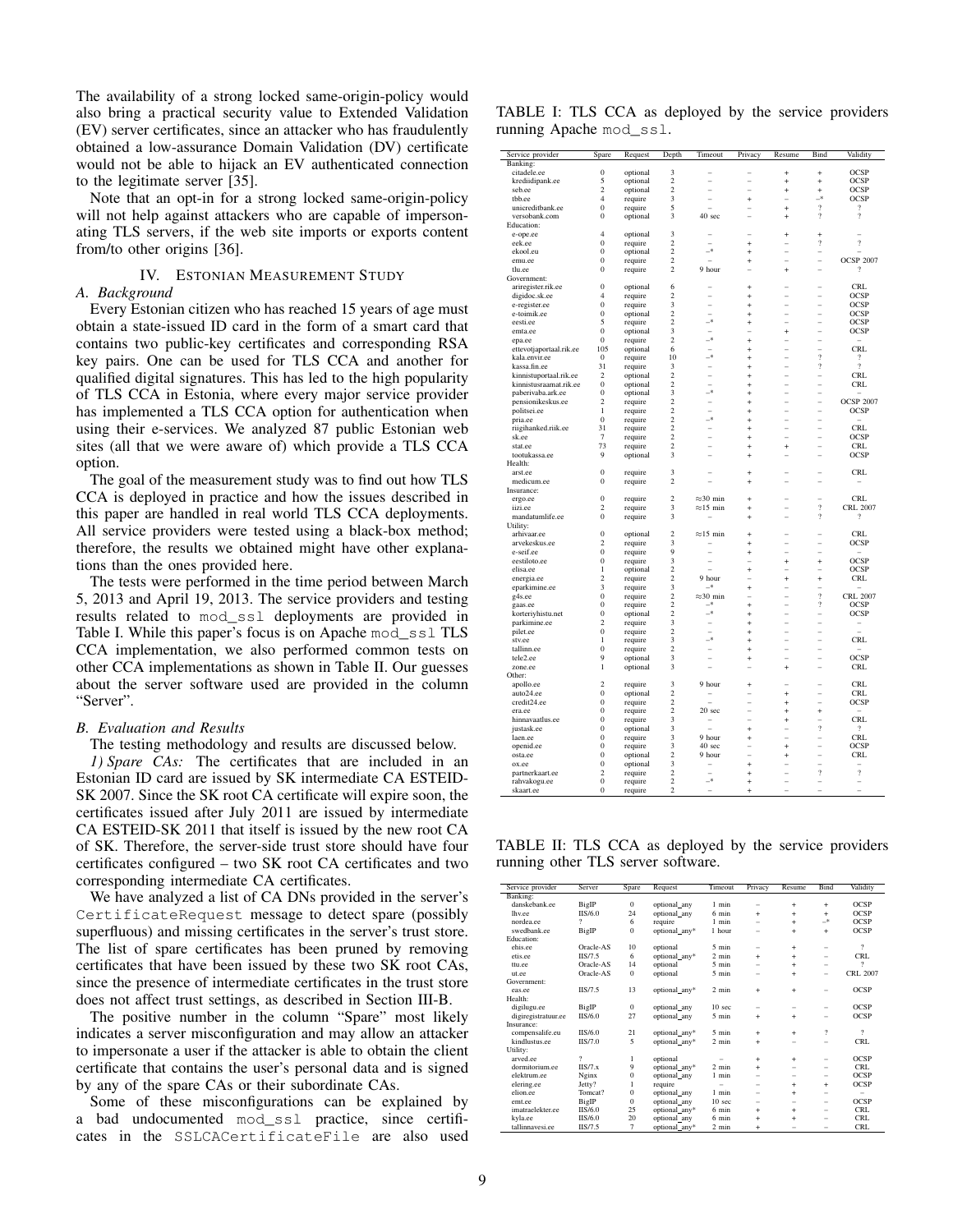The availability of a strong locked same-origin-policy would also bring a practical security value to Extended Validation (EV) server certificates, since an attacker who has fraudulently obtained a low-assurance Domain Validation (DV) certificate would not be able to hijack an EV authenticated connection to the legitimate server [35].

Note that an opt-in for a strong locked same-origin-policy will not help against attackers who are capable of impersonating TLS servers, if the web site imports or exports content from/to other origins [36].

## IV. Estonian Measurement Study

### A. Background

Every Estonian citizen who has reached 15 years of age must obtain a state-issued ID card in the form of a smart card that contains two public-key certificates and corresponding RSA key pairs. One can be used for TLS CCA and another for qualified digital signatures. This has led to the high popularity of TLS CCA in Estonia, where every major service provider has implemented a TLS CCA option for authentication when using their e-services. We analyzed 87 public Estonian web sites (all that we were aware of) which provide a TLS CCA option.

The goal of the measurement study was to find out how TLS CCA is deployed in practice and how the issues described in this paper are handled in real world TLS CCA deployments. All service providers were tested using a black-box method; therefore, the results we obtained might have other explanations than the ones provided here.

The tests were performed in the time period between March 5, 2013 and April 19, 2013. The service providers and testing results related to mod_ssl deployments are provided in Table I. While this paper's focus is on Apache mod_ssl TLS CCA implementation, we also performed common tests on other CCA implementations as shown in Table II. Our guesses about the server software used are provided in the column "Server".

### B. Evaluation and Results

The testing methodology and results are discussed below.

*1) Spare CAs:* The certificates that are included in an Estonian ID card are issued by SK intermediate CA ESTEID-SK 2007. Since the SK root CA certificate will expire soon, the certificates issued after July 2011 are issued by intermediate CA ESTEID-SK 2011 that itself is issued by the new root CA of SK. Therefore, the server-side trust store should have four certificates configured – two SK root CA certificates and two corresponding intermediate CA certificates.

We have analyzed a list of CA DNs provided in the server's CertificateRequest message to detect spare (possibly superfluous) and missing certificates in the server's trust store. The list of spare certificates has been pruned by removing certificates that have been issued by these two SK root CAs, since the presence of intermediate certificates in the trust store does not affect trust settings, as described in Section III-B.

The positive number in the column "Spare" most likely indicates a server misconfiguration and may allow an attacker to impersonate a user if the attacker is able to obtain the client certificate that contains the user's personal data and is signed by any of the spare CAs or their subordinate CAs.

Some of these misconfigurations can be explained by a bad undocumented mod_ssl practice, since certificates in the SSLCACertificateFile are also used

TABLE I: TLS CCA as deployed by the service providers running Apache mod_ssl.

| Service provider | Spare | Request | Depth | Timeout | Privacy | Resume | Bind | Validity |
|---|---|---|---|---|---|---|---|---|
| Banking: | | | | | | | | |
| citadele.ee | 0 | optional | 3 | – | – | + | + | OCSP |
| krediidipank.ee | 5 | optional | 2 | – | – | + | + | OCSP |
| seb.ee | 2 | optional | 2 | – | – | + | + | OCSP |
| tbb.ee | 4 | require | 3 | – | + | – | –* | OCSP |
| unicreditbank.ee | 0 | require | 5 | – | – | + | ? | ? |
| versobank.com | 0 | optional | 3 | 40 sec | – | + | ? | ? |
| Education: | | | | | | | | |
| e-ope.ee | 4 | optional | 3 | – | – | + | + | – |
| eek.ee | 0 | require | 2 | – | + | – | ? | ? |
| ekool.eu | 0 | optional | 2 | –* | + | – | – | – |
| emu.ee | 0 | require | 2 | – | + | – | – | OCSP 2007 |
| tlu.ee | 0 | require | 2 | 9 hour | – | + | – | ? |
| Government: | | | | | | | | |
| ariregister.rik.ee | 0 | optional | 6 | – | + | – | – | CRL |
| digidoc.sk.ee | 4 | require | 2 | – | + | – | – | OCSP |
| e-register.ee | 0 | require | 3 | – | + | – | – | OCSP |
| e-toimik.ee | 0 | optional | 2 | – | + | – | – | OCSP |
| eesti.ee | 5 | require | 2 | –* | + | – | – | OCSP |
| emta.ee | 0 | optional | 3 | – | – | + | – | OCSP |
| epa.ee | 0 | require | 2 | –* | + | – | – | – |
| ettevotjaportaal.rik.ee | 105 | optional | 6 | – | + | – | – | CRL |
| kala.envir.ee | 0 | require | 10 | –* | + | – | ? | ? |
| kassa.fin.ee | 31 | require | 3 | – | + | – | ? | ? |
| kinnistuportaal.rik.ee | 2 | optional | 2 | – | + | – | – | CRL |
| kinnistusraamat.rik.ee | 0 | optional | 2 | – | + | – | – | CRL |
| paberivaba.ark.ee | 0 | optional | 3 | –* | + | – | – | – |
| pensionikeskus.ee | 2 | require | 2 | – | + | – | – | OCSP 2007 |
| politsei.ee | 1 | require | 2 | – | + | – | – | OCSP |
| pria.ee | 0 | require | 2 | –* | + | – | – | – |
| riigihanked.riik.ee | 31 | require | 2 | – | + | – | – | CRL |
| sk.ee | 7 | require | 2 | – | + | – | – | OCSP |
| stat.ee | 73 | require | 2 | – | + | + | – | CRL |
| tootukassa.ee | 9 | optional | 3 | – | + | – | – | OCSP |
| Health: | | | | | | | | |
| arst.ee | 0 | require | 3 | – | + | – | – | CRL |
| medicum.ee | 0 | require | 2 | – | + | – | – | – |
| Insurance: | | | | | | | | |
| ergo.ee | 0 | require | 2 | ≈30 min | + | – | – | CRL |
| iizi.ee | 2 | require | 3 | ≈15 min | + | – | ? | CRL 2007 |
| mandatumlife.ee | 0 | require | 3 | – | + | – | ? | ? |
| Utility: | | | | | | | | |
| arhivaar.ee | 0 | optional | 2 | ≈15 min | + | – | – | CRL |
| arvekeskus.ee | 2 | require | 3 | – | + | – | – | OCSP |
| e-seif.ee | 0 | require | 9 | – | + | – | – | – |
| eestiloto.ee | 0 | require | 3 | – | – | + | + | OCSP |
| elisa.ee | 1 | optional | 2 | – | + | – | – | OCSP |
| energia.ee | 2 | require | 2 | 9 hour | – | + | + | CRL |
| eparkimine.ee | 3 | require | 3 | –* | + | – | – | – |
| g4s.ee | 0 | require | 2 | ≈30 min | – | – | ? | CRL 2007 |
| gaas.ee | 0 | require | 2 | –* | + | – | ? | OCSP |
| korteriyhistu.net | 0 | optional | 2 | –* | + | – | – | OCSP |
| parkimine.ee | 2 | require | 3 | – | + | – | – | – |
| pilet.ee | 0 | require | 2 | – | + | – | – | – |
| stv.ee | 1 | require | 3 | –* | + | – | – | CRL |
| tallinn.ee | 0 | require | 2 | – | + | – | – | – |
| tele2.ee | 9 | optional | 3 | – | + | – | – | OCSP |
| zone.ee | 1 | optional | 3 | – | – | + | – | CRL |
| Other: | | | | | | | | |
| apollo.ee | 2 | require | 3 | 9 hour | + | – | – | CRL |
| auto24.ee | 0 | optional | 2 | – | – | + | – | CRL |
| credit24.ee | 0 | require | 2 | – | – | + | – | OCSP |
| era.ee | 0 | require | 2 | 20 sec | – | + | + | – |
| hinnavaatlus.ee | 0 | require | 3 | – | – | + | – | CRL |
| justask.ee | 0 | optional | 3 | – | + | – | ? | ? |
| laen.ee | 0 | require | 3 | 9 hour | + | – | – | CRL |
| openid.ee | 0 | require | 3 | 40 sec | – | + | – | OCSP |
| osta.ee | 0 | optional | 2 | 9 hour | – | + | – | CRL |
| ox.ee | 0 | optional | 3 | – | + | – | – | – |
| partnerkaart.ee | 2 | require | 2 | – | + | – | ? | ? |
| rahvakogu.ee | 0 | require | 2 | –* | + | – | – | – |
| skaart.ee | 0 | require | 2 | – | + | – | – | – |

TABLE II: TLS CCA as deployed by the service providers running other TLS server software.

| Service provider | Server | Spare | Request | Timeout | Privacy | Resume | Bind | Validity |
|---|---|---|---|---|---|---|---|---|
| Banking: | | | | | | | | |
| danskebank.ee | BigIP | 0 | optional_any | 1 min | – | + | + | OCSP |
| lhv.ee | IIS/6.0 | 24 | optional_any | 6 min | + | + | + | OCSP |
| nordea.ee | ? | 6 | require | 1 min | – | + | –* | OCSP |
| swedbank.ee | BigIP | 0 | optional_any* | 1 hour | – | + | + | OCSP |
| Education: | | | | | | | | |
| ehis.ee | Oracle-AS | 10 | optional | 5 min | – | + | – | ? |
| etis.ee | IIS/7.5 | 6 | optional_any* | 2 min | + | + | – | CRL |
| ttu.ee | Oracle-AS | 14 | optional | 5 min | – | + | – | ? |
| ut.ee | Oracle-AS | 0 | optional | 5 min | – | + | – | CRL 2007 |
| Government: | | | | | | | | |
| eas.ee | IIS/7.5 | 13 | optional_any* | 2 min | + | + | – | OCSP |
| Health: | | | | | | | | |
| digilugu.ee | BigIP | 0 | optional_any | 10 sec | – | – | – | OCSP |
| digiregistratuur.ee | IIS/6.0 | 27 | optional_any | 5 min | + | + | – | OCSP |
| Insurance: | | | | | | | | |
| compensalife.eu | IIS/6.0 | 21 | optional_any* | 5 min | + | + | ? | ? |
| kindlustus.ee | IIS/7.0 | 5 | optional_any* | 2 min | + | – | – | CRL |
| Utility: | | | | | | | | |
| arved.ee | ? | 1 | optional | – | + | + | – | OCSP |
| dormitorium.ee | IIS/7.x | 9 | optional_any* | 2 min | + | – | – | CRL |
| elektrum.ee | Nginx | 0 | optional_any | 1 min | – | – | – | OCSP |
| elering.ee | Jetty? | 1 | require | – | – | + | + | OCSP |
| elion.ee | Tomcat? | 0 | optional_any | 1 min | – | + | – | – |
| emt.ee | BigIP | 0 | optional_any | 10 sec | – | – | – | OCSP |
| imatraelekter.ee | IIS/6.0 | 25 | optional_any* | 6 min | + | + | – | CRL |
| kyla.ee | IIS/6.0 | 20 | optional_any | 6 min | + | + | – | CRL |
| tallinnavesi.ee | IIS/7.5 | 7 | optional_any* | 2 min | + | – | – | CRL |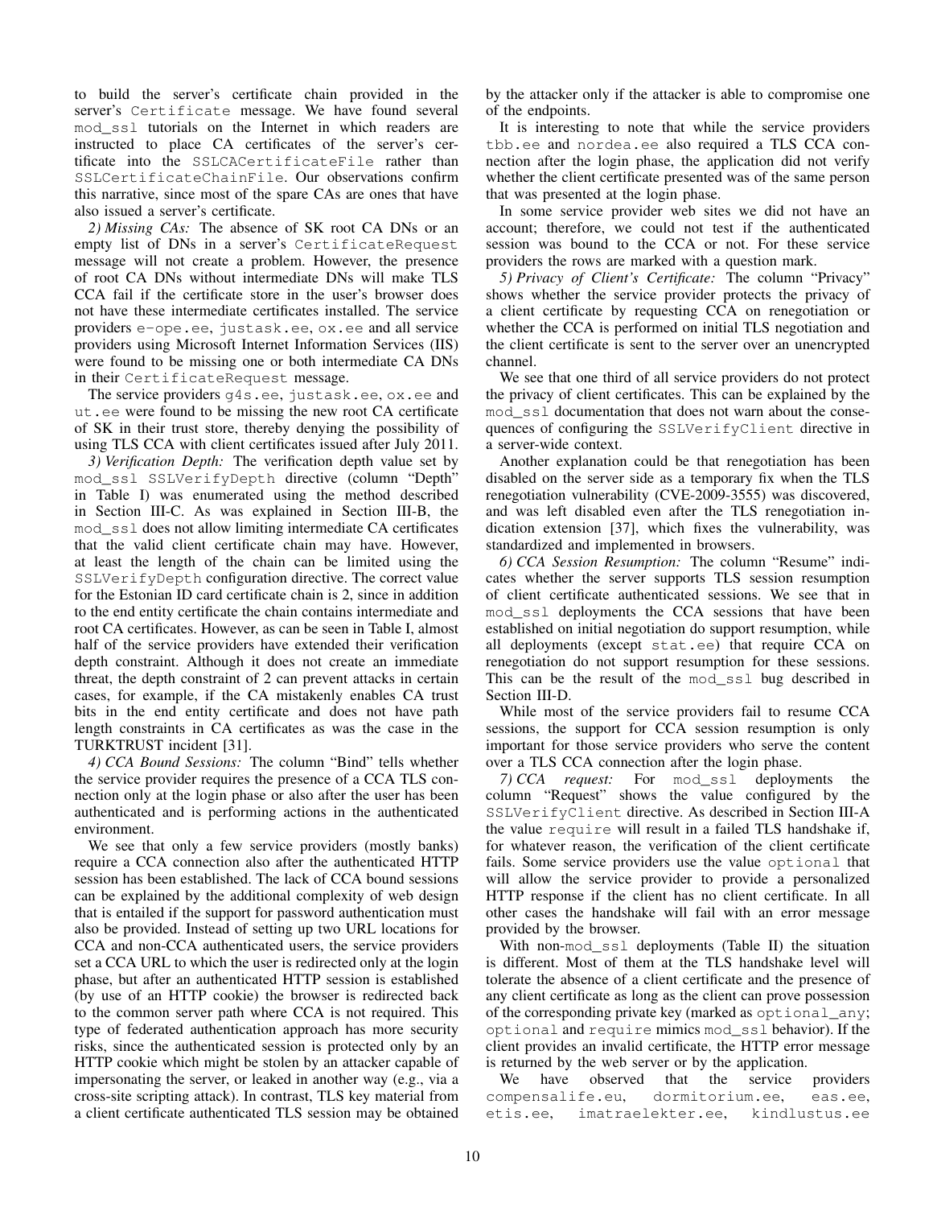to build the server's certificate chain provided in the server's Certificate message. We have found several mod_ssl tutorials on the Internet in which readers are instructed to place CA certificates of the server's certificate into the SSLCACertificateFile rather than SSLCertificateChainFile. Our observations confirm this narrative, since most of the spare CAs are ones that have also issued a server's certificate.

*2) Missing CAs:* The absence of SK root CA DNs or an empty list of DNs in a server's CertificateRequest message will not create a problem. However, the presence of root CA DNs without intermediate DNs will make TLS CCA fail if the certificate store in the user's browser does not have these intermediate certificates installed. The service providers e-ope.ee, justask.ee, ox.ee and all service providers using Microsoft Internet Information Services (IIS) were found to be missing one or both intermediate CA DNs in their CertificateRequest message.

The service providers g4s.ee, justask.ee, ox.ee and ut.ee were found to be missing the new root CA certificate of SK in their trust store, thereby denying the possibility of using TLS CCA with client certificates issued after July 2011.

*3) Verification Depth:* The verification depth value set by mod_ssl SSLVerifyDepth directive (column "Depth" in Table I) was enumerated using the method described in Section III-C. As was explained in Section III-B, the mod_ssl does not allow limiting intermediate CA certificates that the valid client certificate chain may have. However, at least the length of the chain can be limited using the SSLVerifyDepth configuration directive. The correct value for the Estonian ID card certificate chain is 2, since in addition to the end entity certificate the chain contains intermediate and root CA certificates. However, as can be seen in Table I, almost half of the service providers have extended their verification depth constraint. Although it does not create an immediate threat, the depth constraint of 2 can prevent attacks in certain cases, for example, if the CA mistakenly enables CA trust bits in the end entity certificate and does not have path length constraints in CA certificates as was the case in the TURKTRUST incident [31].

*4) CCA Bound Sessions:* The column "Bind" tells whether the service provider requires the presence of a CCA TLS connection only at the login phase or also after the user has been authenticated and is performing actions in the authenticated environment.

We see that only a few service providers (mostly banks) require a CCA connection also after the authenticated HTTP session has been established. The lack of CCA bound sessions can be explained by the additional complexity of web design that is entailed if the support for password authentication must also be provided. Instead of setting up two URL locations for CCA and non-CCA authenticated users, the service providers set a CCA URL to which the user is redirected only at the login phase, but after an authenticated HTTP session is established (by use of an HTTP cookie) the browser is redirected back to the common server path where CCA is not required. This type of federated authentication approach has more security risks, since the authenticated session is protected only by an HTTP cookie which might be stolen by an attacker capable of impersonating the server, or leaked in another way (e.g., via a cross-site scripting attack). In contrast, TLS key material from a client certificate authenticated TLS session may be obtained by the attacker only if the attacker is able to compromise one of the endpoints.

It is interesting to note that while the service providers tbb.ee and nordea.ee also required a TLS CCA connection after the login phase, the application did not verify whether the client certificate presented was of the same person that was presented at the login phase.

In some service provider web sites we did not have an account; therefore, we could not test if the authenticated session was bound to the CCA or not. For these service providers the rows are marked with a question mark.

*5) Privacy of Client's Certificate:* The column "Privacy" shows whether the service provider protects the privacy of a client certificate by requesting CCA on renegotiation or whether the CCA is performed on initial TLS negotiation and the client certificate is sent to the server over an unencrypted channel.

We see that one third of all service providers do not protect the privacy of client certificates. This can be explained by the mod_ssl documentation that does not warn about the consequences of configuring the SSLVerifyClient directive in a server-wide context.

Another explanation could be that renegotiation has been disabled on the server side as a temporary fix when the TLS renegotiation vulnerability (CVE-2009-3555) was discovered, and was left disabled even after the TLS renegotiation indication extension [37], which fixes the vulnerability, was standardized and implemented in browsers.

*6) CCA Session Resumption:* The column "Resume" indicates whether the server supports TLS session resumption of client certificate authenticated sessions. We see that in mod_ssl deployments the CCA sessions that have been established on initial negotiation do support resumption, while all deployments (except stat.ee) that require CCA on renegotiation do not support resumption for these sessions. This can be the result of the mod_ssl bug described in Section III-D.

While most of the service providers fail to resume CCA sessions, the support for CCA session resumption is only important for those service providers who serve the content over a TLS CCA connection after the login phase.

*7) CCA request:* For mod_ssl deployments the column "Request" shows the value configured by the SSLVerifyClient directive. As described in Section III-A the value require will result in a failed TLS handshake if, for whatever reason, the verification of the client certificate fails. Some service providers use the value optional that will allow the service provider to provide a personalized HTTP response if the client has no client certificate. In all other cases the handshake will fail with an error message provided by the browser.

With non-mod_ssl deployments (Table II) the situation is different. Most of them at the TLS handshake level will tolerate the absence of a client certificate and the presence of any client certificate as long as the client can prove possession of the corresponding private key (marked as optional_any; optional and require mimics mod_ssl behavior). If the client provides an invalid certificate, the HTTP error message is returned by the web server or by the application.

We have observed that the service providers compensalife.eu, dormitorium.ee, eas.ee, etis.ee, imatraelekter.ee, kindlustus.ee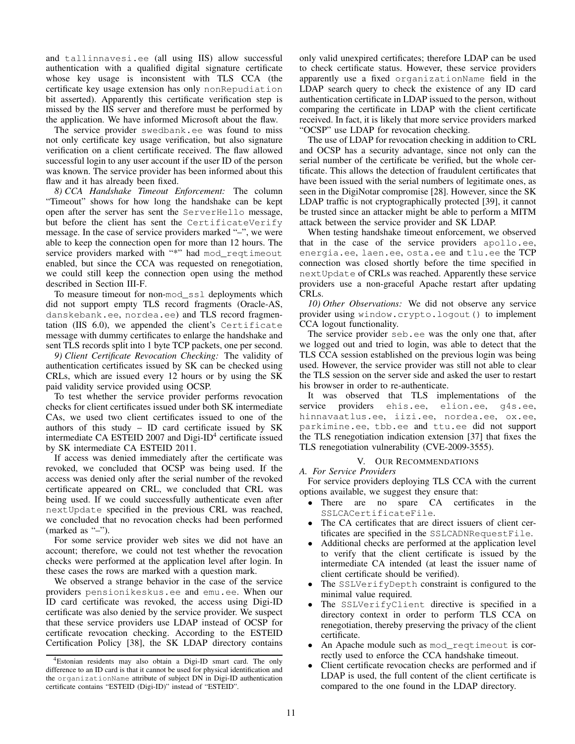and tallinnavesi.ee (all using IIS) allow successful authentication with a qualified digital signature certificate whose key usage is inconsistent with TLS CCA (the certificate key usage extension has only nonRepudiation bit asserted). Apparently this certificate verification step is missed by the IIS server and therefore must be performed by the application. We have informed Microsoft about the flaw.

The service provider swedbank.ee was found to miss not only certificate key usage verification, but also signature verification on a client certificate received. The flaw allowed successful login to any user account if the user ID of the person was known. The service provider has been informed about this flaw and it has already been fixed.

*8) CCA Handshake Timeout Enforcement:* The column "Timeout" shows for how long the handshake can be kept open after the server has sent the ServerHello message, but before the client has sent the CertificateVerify message. In the case of service providers marked "–", we were able to keep the connection open for more than 12 hours. The service providers marked with "*" had mod_reqtimeout enabled, but since the CCA was requested on renegotiation, we could still keep the connection open using the method described in Section III-F.

To measure timeout for non-mod_ssl deployments which did not support empty TLS record fragments (Oracle-AS, danskebank.ee, nordea.ee) and TLS record fragmentation (IIS 6.0), we appended the client's Certificate message with dummy certificates to enlarge the handshake and sent TLS records split into 1 byte TCP packets, one per second.

*9) Client Certificate Revocation Checking:* The validity of authentication certificates issued by SK can be checked using CRLs, which are issued every 12 hours or by using the SK paid validity service provided using OCSP.

To test whether the service provider performs revocation checks for client certificates issued under both SK intermediate CAs, we used two client certificates issued to one of the authors of this study – ID card certificate issued by SK intermediate CA ESTEID 2007 and Digi-ID[4] certificate issued by SK intermediate CA ESTEID 2011.

If access was denied immediately after the certificate was revoked, we concluded that OCSP was being used. If the access was denied only after the serial number of the revoked certificate appeared on CRL, we concluded that CRL was being used. If we could successfully authenticate even after nextUpdate specified in the previous CRL was reached, we concluded that no revocation checks had been performed (marked as "–").

For some service provider web sites we did not have an account; therefore, we could not test whether the revocation checks were performed at the application level after login. In these cases the rows are marked with a question mark.

We observed a strange behavior in the case of the service providers pensionikeskus.ee and emu.ee. When our ID card certificate was revoked, the access using Digi-ID certificate was also denied by the service provider. We suspect that these service providers use LDAP instead of OCSP for certificate revocation checking. According to the ESTEID Certification Policy [38], the SK LDAP directory contains only valid unexpired certificates; therefore LDAP can be used to check certificate status. However, these service providers apparently use a fixed organizationName field in the LDAP search query to check the existence of any ID card authentication certificate in LDAP issued to the person, without comparing the certificate in LDAP with the client certificate received. In fact, it is likely that more service providers marked "OCSP" use LDAP for revocation checking.

The use of LDAP for revocation checking in addition to CRL and OCSP has a security advantage, since not only can the serial number of the certificate be verified, but the whole certificate. This allows the detection of fraudulent certificates that have been issued with the serial numbers of legitimate ones, as seen in the DigiNotar compromise [28]. However, since the SK LDAP traffic is not cryptographically protected [39], it cannot be trusted since an attacker might be able to perform a MITM attack between the service provider and SK LDAP.

When testing handshake timeout enforcement, we observed that in the case of the service providers apollo.ee, energia.ee, laen.ee, osta.ee and tlu.ee the TCP connection was closed shortly before the time specified in nextUpdate of CRLs was reached. Apparently these service providers use a non-graceful Apache restart after updating CRLs.

*10) Other Observations:* We did not observe any service provider using window.crypto.logout() to implement CCA logout functionality.

The service provider seb.ee was the only one that, after we logged out and tried to login, was able to detect that the TLS CCA session established on the previous login was being used. However, the service provider was still not able to clear the TLS session on the server side and asked the user to restart his browser in order to re-authenticate.

It was observed that TLS implementations of the service providers ehis.ee, elion.ee, g4s.ee, hinnavaatlus.ee, iizi.ee, nordea.ee, ox.ee, parkimine.ee, tbb.ee and ttu.ee did not support the TLS renegotiation indication extension [37] that fixes the TLS renegotiation vulnerability (CVE-2009-3555).

## V. Our Recommendations

### A. For Service Providers

For service providers deploying TLS CCA with the current options available, we suggest they ensure that:

- There are no spare CA certificates in the SSLCACertificateFile.
- The CA certificates that are direct issuers of client certificates are specified in the SSLCADNRequestFile.
- Additional checks are performed at the application level to verify that the client certificate is issued by the intermediate CA intended (at least the issuer name of client certificate should be verified).
- The SSLVerifyDepth constraint is configured to the minimal value required.
- The SSLVerifyClient directive is specified in a directory context in order to perform TLS CCA on renegotiation, thereby preserving the privacy of the client certificate.
- An Apache module such as mod_reqtimeout is correctly used to enforce the CCA handshake timeout.
- Client certificate revocation checks are performed and if LDAP is used, the full content of the client certificate is compared to the one found in the LDAP directory.

[4] Estonian residents may also obtain a Digi-ID smart card. The only difference to an ID card is that it cannot be used for physical identification and the organizationName attribute of subject DN in Digi-ID authentication certificate contains "ESTEID (Digi-ID)" instead of "ESTEID".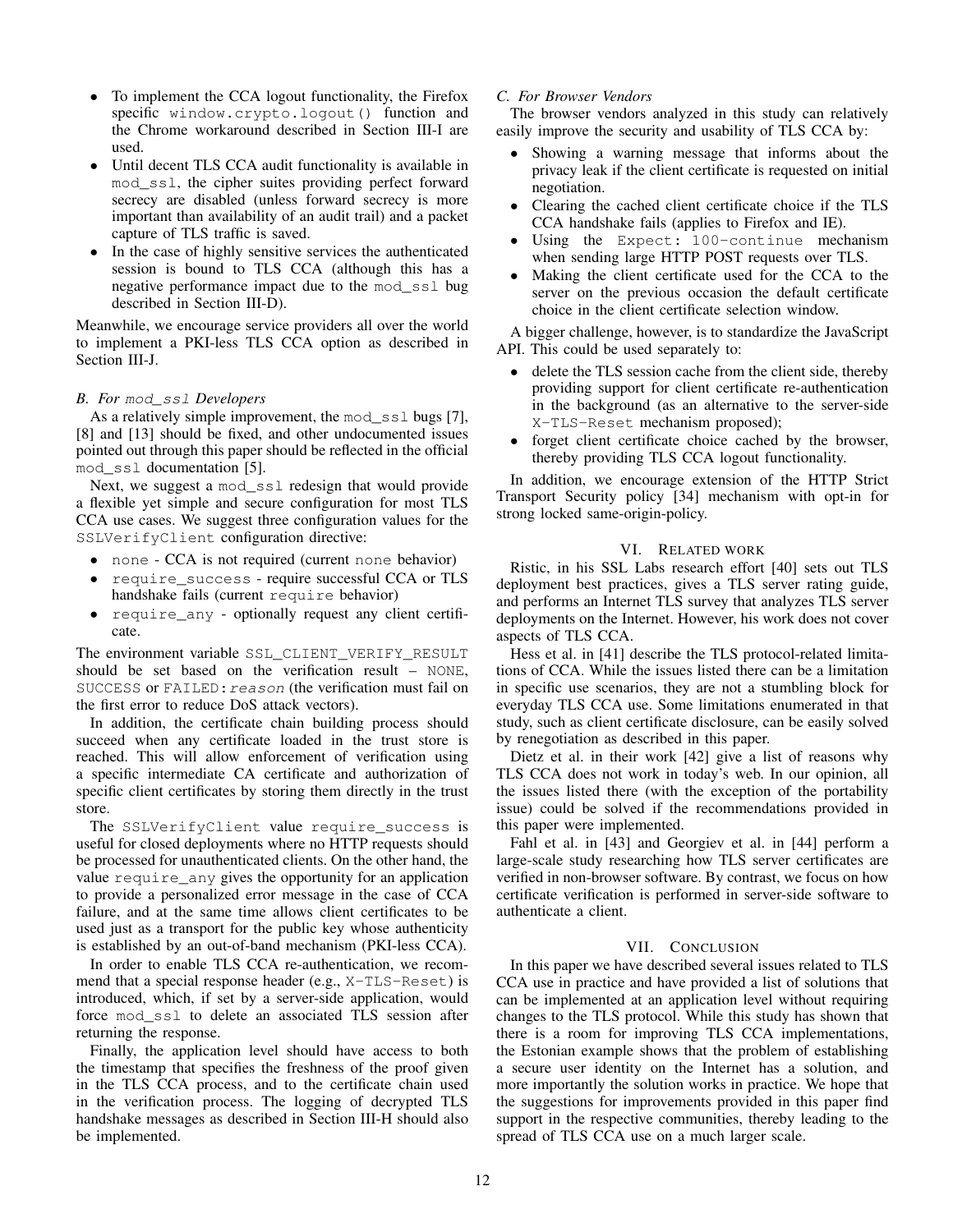- To implement the CCA logout functionality, the Firefox specific `window.crypto.logout()` function and the Chrome workaround described in Section III-I are used.
- Until decent TLS CCA audit functionality is available in `mod_ssl`, the cipher suites providing perfect forward secrecy are disabled (unless forward secrecy is more important than availability of an audit trail) and a packet capture of TLS traffic is saved.
- In the case of highly sensitive services the authenticated session is bound to TLS CCA (although this has a negative performance impact due to the `mod_ssl` bug described in Section III-D).

Meanwhile, we encourage service providers all over the world to implement a PKI-less TLS CCA option as described in Section III-J.

### *B. For mod_ssl Developers*

As a relatively simple improvement, the `mod_ssl` bugs [7], [8] and [13] should be fixed, and other undocumented issues pointed out through this paper should be reflected in the official `mod_ssl` documentation [5].

Next, we suggest a `mod_ssl` redesign that would provide a flexible yet simple and secure configuration for most TLS CCA use cases. We suggest three configuration values for the `SSLVerifyClient` configuration directive:

- `none` - CCA is not required (current `none` behavior)
- `require_success` - require successful CCA or TLS handshake fails (current `require` behavior)
- `require_any` - optionally request any client certificate.

The environment variable `SSL_CLIENT_VERIFY_RESULT` should be set based on the verification result – `NONE`, `SUCCESS` or `FAILED:`*reason* (the verification must fail on the first error to reduce DoS attack vectors).

In addition, the certificate chain building process should succeed when any certificate loaded in the trust store is reached. This will allow enforcement of verification using a specific intermediate CA certificate and authorization of specific client certificates by storing them directly in the trust store.

The `SSLVerifyClient` value `require_success` is useful for closed deployments where no HTTP requests should be processed for unauthenticated clients. On the other hand, the value `require_any` gives the opportunity for an application to provide a personalized error message in the case of CCA failure, and at the same time allows client certificates to be used just as a transport for the public key whose authenticity is established by an out-of-band mechanism (PKI-less CCA).

In order to enable TLS CCA re-authentication, we recommend that a special response header (e.g., `X-TLS-Reset`) is introduced, which, if set by a server-side application, would force `mod_ssl` to delete an associated TLS session after returning the response.

Finally, the application level should have access to both the timestamp that specifies the freshness of the proof given in the TLS CCA process, and to the certificate chain used in the verification process. The logging of decrypted TLS handshake messages as described in Section III-H should also be implemented.

### *C. For Browser Vendors*

The browser vendors analyzed in this study can relatively easily improve the security and usability of TLS CCA by:

- Showing a warning message that informs about the privacy leak if the client certificate is requested on initial negotiation.
- Clearing the cached client certificate choice if the TLS CCA handshake fails (applies to Firefox and IE).
- Using the `Expect: 100-continue` mechanism when sending large HTTP POST requests over TLS.
- Making the client certificate used for the CCA to the server on the previous occasion the default certificate choice in the client certificate selection window.

A bigger challenge, however, is to standardize the JavaScript API. This could be used separately to:

- delete the TLS session cache from the client side, thereby providing support for client certificate re-authentication in the background (as an alternative to the server-side `X-TLS-Reset` mechanism proposed);
- forget client certificate choice cached by the browser, thereby providing TLS CCA logout functionality.

In addition, we encourage extension of the HTTP Strict Transport Security policy [34] mechanism with opt-in for strong locked same-origin-policy.

## VI. Related work

Ristic, in his SSL Labs research effort [40] sets out TLS deployment best practices, gives a TLS server rating guide, and performs an Internet TLS survey that analyzes TLS server deployments on the Internet. However, his work does not cover aspects of TLS CCA.

Hess et al. in [41] describe the TLS protocol-related limitations of CCA. While the issues listed there can be a limitation in specific use scenarios, they are not a stumbling block for everyday TLS CCA use. Some limitations enumerated in that study, such as client certificate disclosure, can be easily solved by renegotiation as described in this paper.

Dietz et al. in their work [42] give a list of reasons why TLS CCA does not work in today's web. In our opinion, all the issues listed there (with the exception of the portability issue) could be solved if the recommendations provided in this paper were implemented.

Fahl et al. in [43] and Georgiev et al. in [44] perform a large-scale study researching how TLS server certificates are verified in non-browser software. By contrast, we focus on how certificate verification is performed in server-side software to authenticate a client.

## VII. Conclusion

In this paper we have described several issues related to TLS CCA use in practice and have provided a list of solutions that can be implemented at an application level without requiring changes to the TLS protocol. While this study has shown that there is a room for improving TLS CCA implementations, the Estonian example shows that the problem of establishing a secure user identity on the Internet has a solution, and more importantly the solution works in practice. We hope that the suggestions for improvements provided in this paper find support in the respective communities, thereby leading to the spread of TLS CCA use on a much larger scale.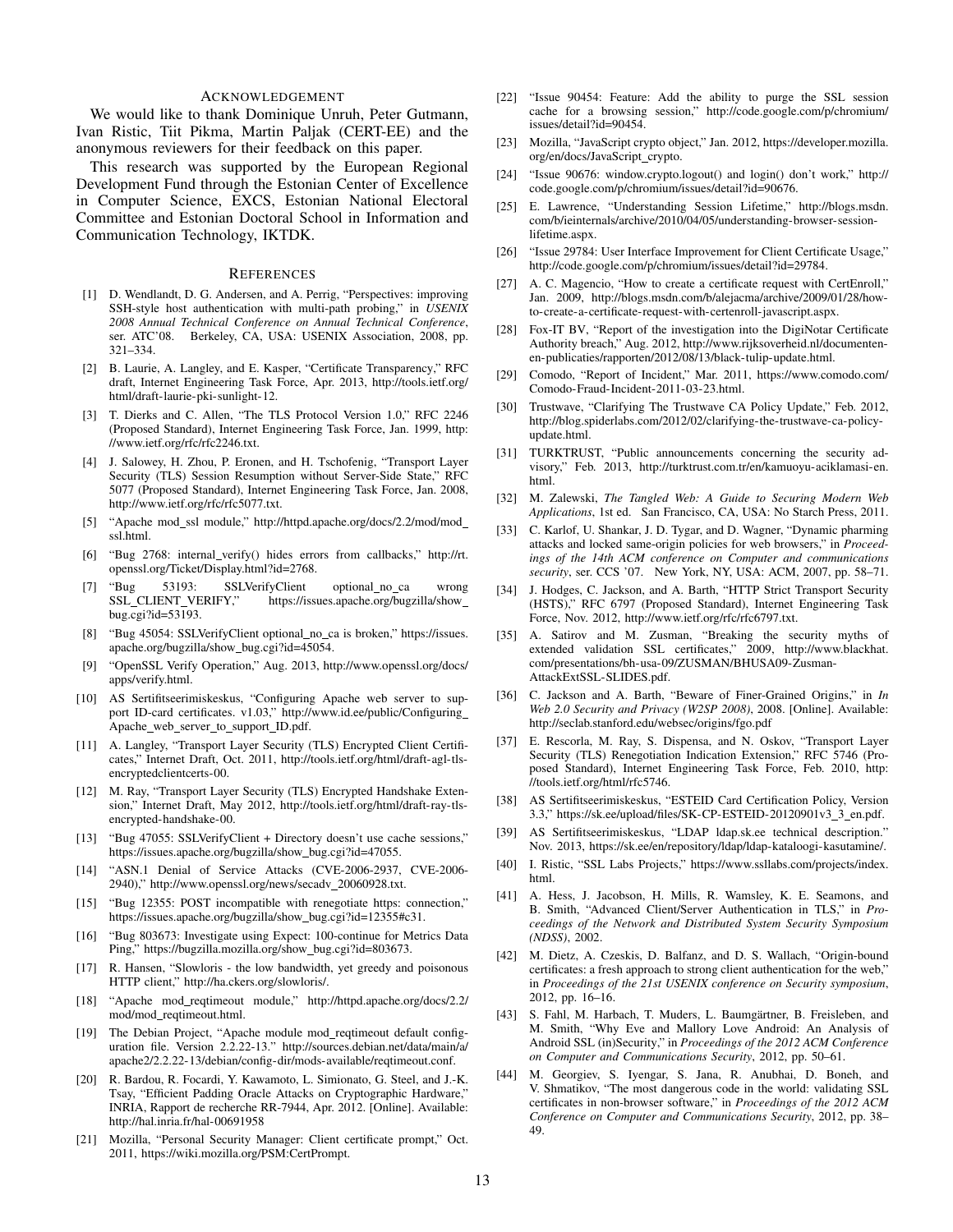## Acknowledgement

We would like to thank Dominique Unruh, Peter Gutmann, Ivan Ristic, Tiit Pikma, Martin Paljak (CERT-EE) and the anonymous reviewers for their feedback on this paper.

This research was supported by the European Regional Development Fund through the Estonian Center of Excellence in Computer Science, EXCS, Estonian National Electoral Committee and Estonian Doctoral School in Information and Communication Technology, IKTDK.

## References

[1] D. Wendlandt, D. G. Andersen, and A. Perrig, "Perspectives: improving SSH-style host authentication with multi-path probing," in *USENIX 2008 Annual Technical Conference on Annual Technical Conference*, ser. ATC'08. Berkeley, CA, USA: USENIX Association, 2008, pp. 321–334.

[2] B. Laurie, A. Langley, and E. Kasper, "Certificate Transparency," RFC draft, Internet Engineering Task Force, Apr. 2013, http://tools.ietf.org/html/draft-laurie-pki-sunlight-12.

[3] T. Dierks and C. Allen, "The TLS Protocol Version 1.0," RFC 2246 (Proposed Standard), Internet Engineering Task Force, Jan. 1999, http://www.ietf.org/rfc/rfc2246.txt.

[4] J. Salowey, H. Zhou, P. Eronen, and H. Tschofenig, "Transport Layer Security (TLS) Session Resumption without Server-Side State," RFC 5077 (Proposed Standard), Internet Engineering Task Force, Jan. 2008, http://www.ietf.org/rfc/rfc5077.txt.

[5] "Apache mod_ssl module," http://httpd.apache.org/docs/2.2/mod/mod_ssl.html.

[6] "Bug 2768: internal_verify() hides errors from callbacks," http://rt.openssl.org/Ticket/Display.html?id=2768.

[7] "Bug 53193: SSLVerifyClient optional_no_ca wrong SSL_CLIENT_VERIFY," https://issues.apache.org/bugzilla/show_bug.cgi?id=53193.

[8] "Bug 45054: SSLVerifyClient optional_no_ca is broken," https://issues.apache.org/bugzilla/show_bug.cgi?id=45054.

[9] "OpenSSL Verify Operation," Aug. 2013, http://www.openssl.org/docs/apps/verify.html.

[10] AS Sertifitseerimiskeskus, "Configuring Apache web server to support ID-card certificates. v1.03," http://www.id.ee/public/Configuring_Apache_web_server_to_support_ID.pdf.

[11] A. Langley, "Transport Layer Security (TLS) Encrypted Client Certificates," Internet Draft, Oct. 2011, http://tools.ietf.org/html/draft-agl-tls-encryptedclientcerts-00.

[12] M. Ray, "Transport Layer Security (TLS) Encrypted Handshake Extension," Internet Draft, May 2012, http://tools.ietf.org/html/draft-ray-tls-encrypted-handshake-00.

[13] "Bug 47055: SSLVerifyClient + Directory doesn't use cache sessions," https://issues.apache.org/bugzilla/show_bug.cgi?id=47055.

[14] "ASN.1 Denial of Service Attacks (CVE-2006-2937, CVE-2006-2940)," http://www.openssl.org/news/secadv_20060928.txt.

[15] "Bug 12355: POST incompatible with renegotiate https: connection," https://issues.apache.org/bugzilla/show_bug.cgi?id=12355#c31.

[16] "Bug 803673: Investigate using Expect: 100-continue for Metrics Data Ping," https://bugzilla.mozilla.org/show_bug.cgi?id=803673.

[17] R. Hansen, "Slowloris - the low bandwidth, yet greedy and poisonous HTTP client," http://ha.ckers.org/slowloris/.

[18] "Apache mod_reqtimeout module," http://httpd.apache.org/docs/2.2/mod/mod_reqtimeout.html.

[19] The Debian Project, "Apache module mod_reqtimeout default configuration file. Version 2.2.22-13." http://sources.debian.net/data/main/a/apache2/2.2.22-13/debian/config-dir/mods-available/reqtimeout.conf.

[20] R. Bardou, R. Focardi, Y. Kawamoto, L. Simionato, G. Steel, and J.-K. Tsay, "Efficient Padding Oracle Attacks on Cryptographic Hardware," INRIA, Rapport de recherche RR-7944, Apr. 2012. [Online]. Available: http://hal.inria.fr/hal-00691958

[21] Mozilla, "Personal Security Manager: Client certificate prompt," Oct. 2011, https://wiki.mozilla.org/PSM:CertPrompt.

[22] "Issue 90454: Feature: Add the ability to purge the SSL session cache for a browsing session," http://code.google.com/p/chromium/issues/detail?id=90454.

[23] Mozilla, "JavaScript crypto object," Jan. 2012, https://developer.mozilla.org/en/docs/JavaScript_crypto.

[24] "Issue 90676: window.crypto.logout() and login() don't work," http://code.google.com/p/chromium/issues/detail?id=90676.

[25] E. Lawrence, "Understanding Session Lifetime," http://blogs.msdn.com/b/ieinternals/archive/2010/04/05/understanding-browser-session-lifetime.aspx.

[26] "Issue 29784: User Interface Improvement for Client Certificate Usage," http://code.google.com/p/chromium/issues/detail?id=29784.

[27] A. C. Magencio, "How to create a certificate request with CertEnroll," Jan. 2009, http://blogs.msdn.com/b/alejacma/archive/2009/01/28/how-to-create-a-certificate-request-with-certenroll-javascript.aspx.

[28] Fox-IT BV, "Report of the investigation into the DigiNotar Certificate Authority breach," Aug. 2012, http://www.rijksoverheid.nl/documenten-en-publicaties/rapporten/2012/08/13/black-tulip-update.html.

[29] Comodo, "Report of Incident," Mar. 2011, https://www.comodo.com/Comodo-Fraud-Incident-2011-03-23.html.

[30] Trustwave, "Clarifying The Trustwave CA Policy Update," Feb. 2012, http://blog.spiderlabs.com/2012/02/clarifying-the-trustwave-ca-policy-update.html.

[31] TURKTRUST, "Public announcements concerning the security advisory," Feb. 2013, http://turktrust.com.tr/en/kamuoyu-aciklamasi-en.html.

[32] M. Zalewski, *The Tangled Web: A Guide to Securing Modern Web Applications*, 1st ed. San Francisco, CA, USA: No Starch Press, 2011.

[33] C. Karlof, U. Shankar, J. D. Tygar, and D. Wagner, "Dynamic pharming attacks and locked same-origin policies for web browsers," in *Proceedings of the 14th ACM conference on Computer and communications security*, ser. CCS '07. New York, NY, USA: ACM, 2007, pp. 58–71.

[34] J. Hodges, C. Jackson, and A. Barth, "HTTP Strict Transport Security (HSTS)," RFC 6797 (Proposed Standard), Internet Engineering Task Force, Nov. 2012, http://www.ietf.org/rfc/rfc6797.txt.

[35] A. Satirov and M. Zusman, "Breaking the security myths of extended validation SSL certificates," 2009, http://www.blackhat.com/presentations/bh-usa-09/ZUSMAN/BHUSA09-Zusman-AttackExtSSL-SLIDES.pdf.

[36] C. Jackson and A. Barth, "Beware of Finer-Grained Origins," in *In Web 2.0 Security and Privacy (W2SP 2008)*, 2008. [Online]. Available: http://seclab.stanford.edu/websec/origins/fgo.pdf

[37] E. Rescorla, M. Ray, S. Dispensa, and N. Oskov, "Transport Layer Security (TLS) Renegotiation Indication Extension," RFC 5746 (Proposed Standard), Internet Engineering Task Force, Feb. 2010, http://tools.ietf.org/html/rfc5746.

[38] AS Sertifitseerimiskeskus, "ESTEID Card Certification Policy, Version 3.3," https://sk.ee/upload/files/SK-CP-ESTEID-20120901v3_3_en.pdf.

[39] AS Sertifitseerimiskeskus, "LDAP ldap.sk.ee technical description." Nov. 2013, https://sk.ee/en/repository/ldap/ldap-kataloogi-kasutamine/.

[40] I. Ristic, "SSL Labs Projects," https://www.ssllabs.com/projects/index.html.

[41] A. Hess, J. Jacobson, H. Mills, R. Wamsley, K. E. Seamons, and B. Smith, "Advanced Client/Server Authentication in TLS," in *Proceedings of the Network and Distributed System Security Symposium (NDSS)*, 2002.

[42] M. Dietz, A. Czeskis, D. Balfanz, and D. S. Wallach, "Origin-bound certificates: a fresh approach to strong client authentication for the web," in *Proceedings of the 21st USENIX conference on Security symposium*, 2012, pp. 16–16.

[43] S. Fahl, M. Harbach, T. Muders, L. Baumgärtner, B. Freisleben, and M. Smith, "Why Eve and Mallory Love Android: An Analysis of Android SSL (in)Security," in *Proceedings of the 2012 ACM Conference on Computer and Communications Security*, 2012, pp. 50–61.

[44] M. Georgiev, S. Iyengar, S. Jana, R. Anubhai, D. Boneh, and V. Shmatikov, "The most dangerous code in the world: validating SSL certificates in non-browser software," in *Proceedings of the 2012 ACM Conference on Computer and Communications Security*, 2012, pp. 38–49.